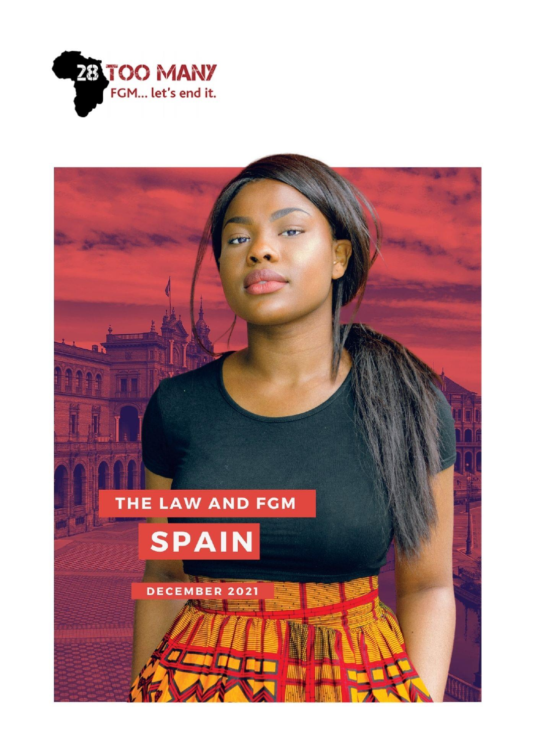28 TOO MANY

FGM... let's end it.

# THE LAW AND FGM

# SPAIN

DECEMBER 2021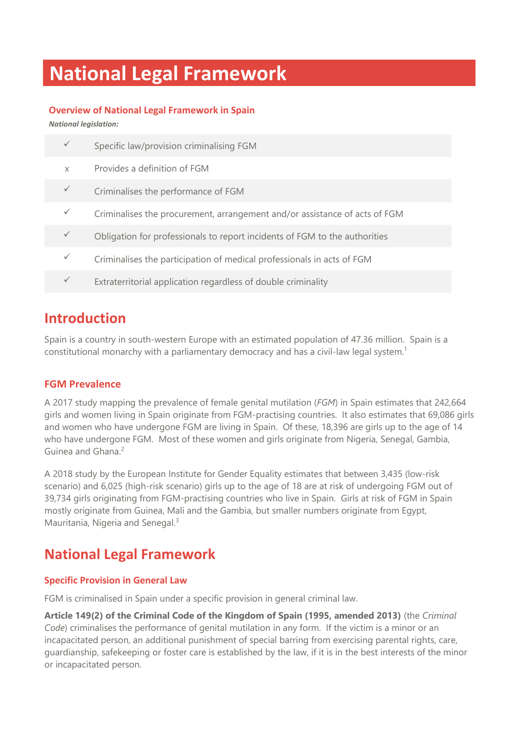# National Legal Framework

### Overview of National Legal Framework in Spain

***National legislation:***

| | |
|---|---|
| ✓ | Specific law/provision criminalising FGM |
| x | Provides a definition of FGM |
| ✓ | Criminalises the performance of FGM |
| ✓ | Criminalises the procurement, arrangement and/or assistance of acts of FGM |
| ✓ | Obligation for professionals to report incidents of FGM to the authorities |
| ✓ | Criminalises the participation of medical professionals in acts of FGM |
| ✓ | Extraterritorial application regardless of double criminality |

## Introduction

Spain is a country in south-western Europe with an estimated population of 47.36 million. Spain is a constitutional monarchy with a parliamentary democracy and has a civil-law legal system.[1]

### FGM Prevalence

A 2017 study mapping the prevalence of female genital mutilation (*FGM*) in Spain estimates that 242,664 girls and women living in Spain originate from FGM-practising countries. It also estimates that 69,086 girls and women who have undergone FGM are living in Spain. Of these, 18,396 are girls up to the age of 14 who have undergone FGM. Most of these women and girls originate from Nigeria, Senegal, Gambia, Guinea and Ghana.[2]

A 2018 study by the European Institute for Gender Equality estimates that between 3,435 (low-risk scenario) and 6,025 (high-risk scenario) girls up to the age of 18 are at risk of undergoing FGM out of 39,734 girls originating from FGM-practising countries who live in Spain. Girls at risk of FGM in Spain mostly originate from Guinea, Mali and the Gambia, but smaller numbers originate from Egypt, Mauritania, Nigeria and Senegal.[3]

## National Legal Framework

### Specific Provision in General Law

FGM is criminalised in Spain under a specific provision in general criminal law.

**Article 149(2) of the Criminal Code of the Kingdom of Spain (1995, amended 2013)** (the *Criminal Code*) criminalises the performance of genital mutilation in any form. If the victim is a minor or an incapacitated person, an additional punishment of special barring from exercising parental rights, care, guardianship, safekeeping or foster care is established by the law, if it is in the best interests of the minor or incapacitated person.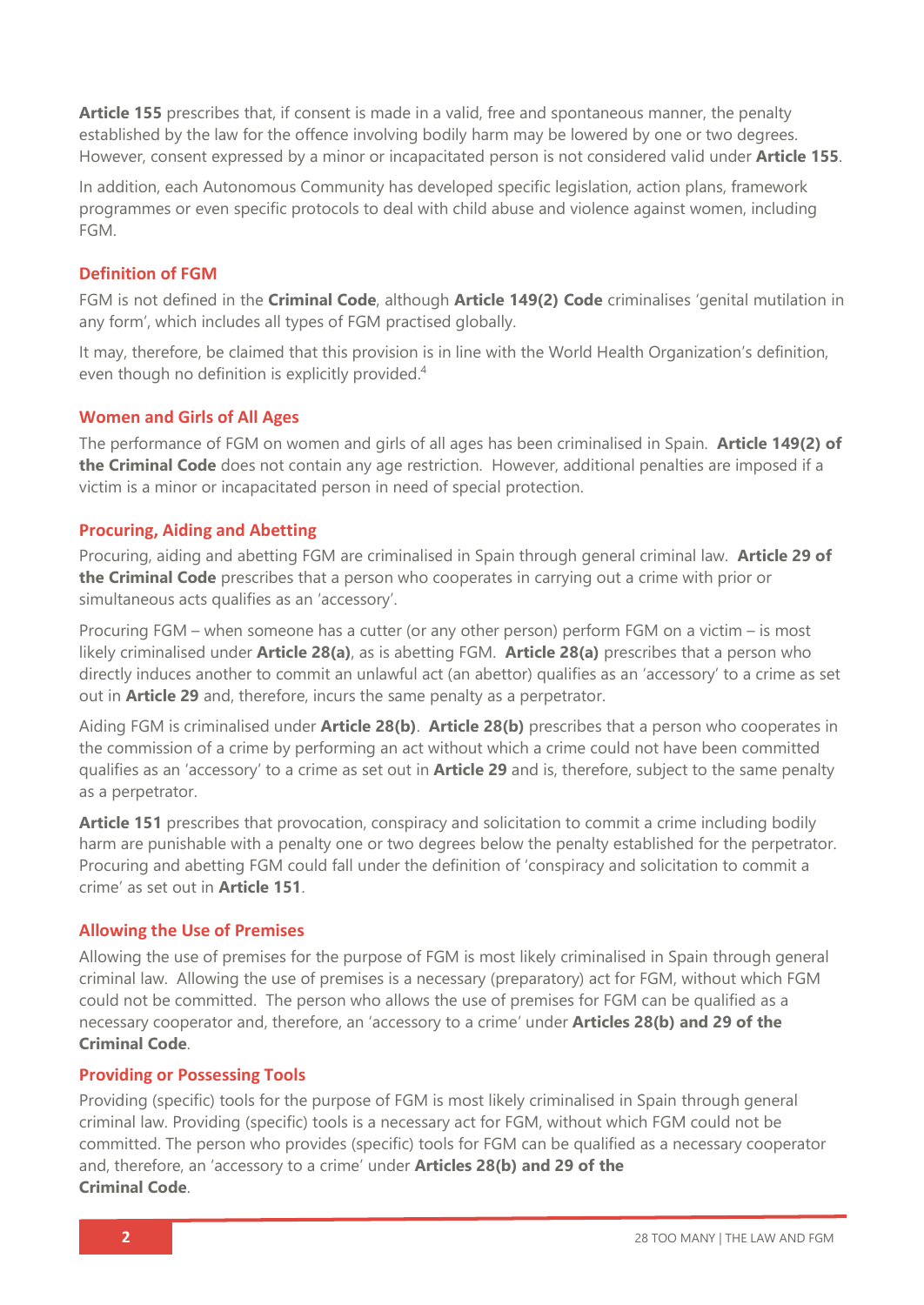**Article 155** prescribes that, if consent is made in a valid, free and spontaneous manner, the penalty established by the law for the offence involving bodily harm may be lowered by one or two degrees. However, consent expressed by a minor or incapacitated person is not considered valid under **Article 155**.

In addition, each Autonomous Community has developed specific legislation, action plans, framework programmes or even specific protocols to deal with child abuse and violence against women, including FGM.

### Definition of FGM

FGM is not defined in the **Criminal Code**, although **Article 149(2) Code** criminalises 'genital mutilation in any form', which includes all types of FGM practised globally.

It may, therefore, be claimed that this provision is in line with the World Health Organization's definition, even though no definition is explicitly provided.[4]

### Women and Girls of All Ages

The performance of FGM on women and girls of all ages has been criminalised in Spain. **Article 149(2) of the Criminal Code** does not contain any age restriction. However, additional penalties are imposed if a victim is a minor or incapacitated person in need of special protection.

### Procuring, Aiding and Abetting

Procuring, aiding and abetting FGM are criminalised in Spain through general criminal law. **Article 29 of the Criminal Code** prescribes that a person who cooperates in carrying out a crime with prior or simultaneous acts qualifies as an 'accessory'.

Procuring FGM – when someone has a cutter (or any other person) perform FGM on a victim – is most likely criminalised under **Article 28(a)**, as is abetting FGM. **Article 28(a)** prescribes that a person who directly induces another to commit an unlawful act (an abettor) qualifies as an 'accessory' to a crime as set out in **Article 29** and, therefore, incurs the same penalty as a perpetrator.

Aiding FGM is criminalised under **Article 28(b)**. **Article 28(b)** prescribes that a person who cooperates in the commission of a crime by performing an act without which a crime could not have been committed qualifies as an 'accessory' to a crime as set out in **Article 29** and is, therefore, subject to the same penalty as a perpetrator.

**Article 151** prescribes that provocation, conspiracy and solicitation to commit a crime including bodily harm are punishable with a penalty one or two degrees below the penalty established for the perpetrator. Procuring and abetting FGM could fall under the definition of 'conspiracy and solicitation to commit a crime' as set out in **Article 151**.

### Allowing the Use of Premises

Allowing the use of premises for the purpose of FGM is most likely criminalised in Spain through general criminal law. Allowing the use of premises is a necessary (preparatory) act for FGM, without which FGM could not be committed. The person who allows the use of premises for FGM can be qualified as a necessary cooperator and, therefore, an 'accessory to a crime' under **Articles 28(b) and 29 of the Criminal Code**.

### Providing or Possessing Tools

Providing (specific) tools for the purpose of FGM is most likely criminalised in Spain through general criminal law. Providing (specific) tools is a necessary act for FGM, without which FGM could not be committed. The person who provides (specific) tools for FGM can be qualified as a necessary cooperator and, therefore, an 'accessory to a crime' under **Articles 28(b) and 29 of the Criminal Code**.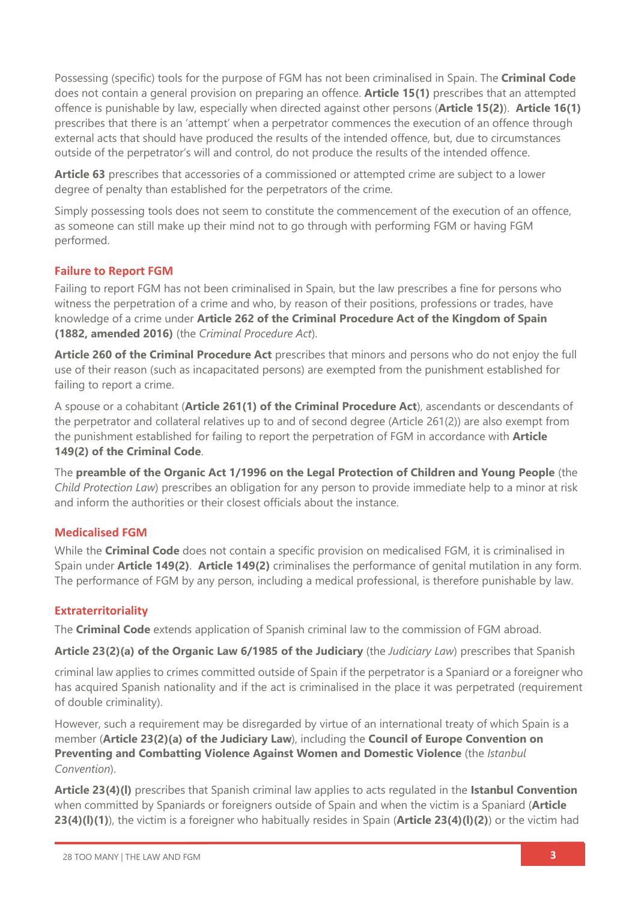Possessing (specific) tools for the purpose of FGM has not been criminalised in Spain. The **Criminal Code** does not contain a general provision on preparing an offence. **Article 15(1)** prescribes that an attempted offence is punishable by law, especially when directed against other persons (**Article 15(2)**). **Article 16(1)** prescribes that there is an 'attempt' when a perpetrator commences the execution of an offence through external acts that should have produced the results of the intended offence, but, due to circumstances outside of the perpetrator's will and control, do not produce the results of the intended offence.

**Article 63** prescribes that accessories of a commissioned or attempted crime are subject to a lower degree of penalty than established for the perpetrators of the crime.

Simply possessing tools does not seem to constitute the commencement of the execution of an offence, as someone can still make up their mind not to go through with performing FGM or having FGM performed.

### Failure to Report FGM

Failing to report FGM has not been criminalised in Spain, but the law prescribes a fine for persons who witness the perpetration of a crime and who, by reason of their positions, professions or trades, have knowledge of a crime under **Article 262 of the Criminal Procedure Act of the Kingdom of Spain (1882, amended 2016)** (the *Criminal Procedure Act*).

**Article 260 of the Criminal Procedure Act** prescribes that minors and persons who do not enjoy the full use of their reason (such as incapacitated persons) are exempted from the punishment established for failing to report a crime.

A spouse or a cohabitant (**Article 261(1) of the Criminal Procedure Act**), ascendants or descendants of the perpetrator and collateral relatives up to and of second degree (Article 261(2)) are also exempt from the punishment established for failing to report the perpetration of FGM in accordance with **Article 149(2) of the Criminal Code**.

The **preamble of the Organic Act 1/1996 on the Legal Protection of Children and Young People** (the *Child Protection Law*) prescribes an obligation for any person to provide immediate help to a minor at risk and inform the authorities or their closest officials about the instance.

### Medicalised FGM

While the **Criminal Code** does not contain a specific provision on medicalised FGM, it is criminalised in Spain under **Article 149(2)**. **Article 149(2)** criminalises the performance of genital mutilation in any form. The performance of FGM by any person, including a medical professional, is therefore punishable by law.

### Extraterritoriality

The **Criminal Code** extends application of Spanish criminal law to the commission of FGM abroad.

**Article 23(2)(a) of the Organic Law 6/1985 of the Judiciary** (the *Judiciary Law*) prescribes that Spanish criminal law applies to crimes committed outside of Spain if the perpetrator is a Spaniard or a foreigner who has acquired Spanish nationality and if the act is criminalised in the place it was perpetrated (requirement of double criminality).

However, such a requirement may be disregarded by virtue of an international treaty of which Spain is a member (**Article 23(2)(a) of the Judiciary Law**), including the **Council of Europe Convention on Preventing and Combatting Violence Against Women and Domestic Violence** (the *Istanbul Convention*).

**Article 23(4)(l)** prescribes that Spanish criminal law applies to acts regulated in the **Istanbul Convention** when committed by Spaniards or foreigners outside of Spain and when the victim is a Spaniard (**Article 23(4)(l)(1)**), the victim is a foreigner who habitually resides in Spain (**Article 23(4)(l)(2)**) or the victim had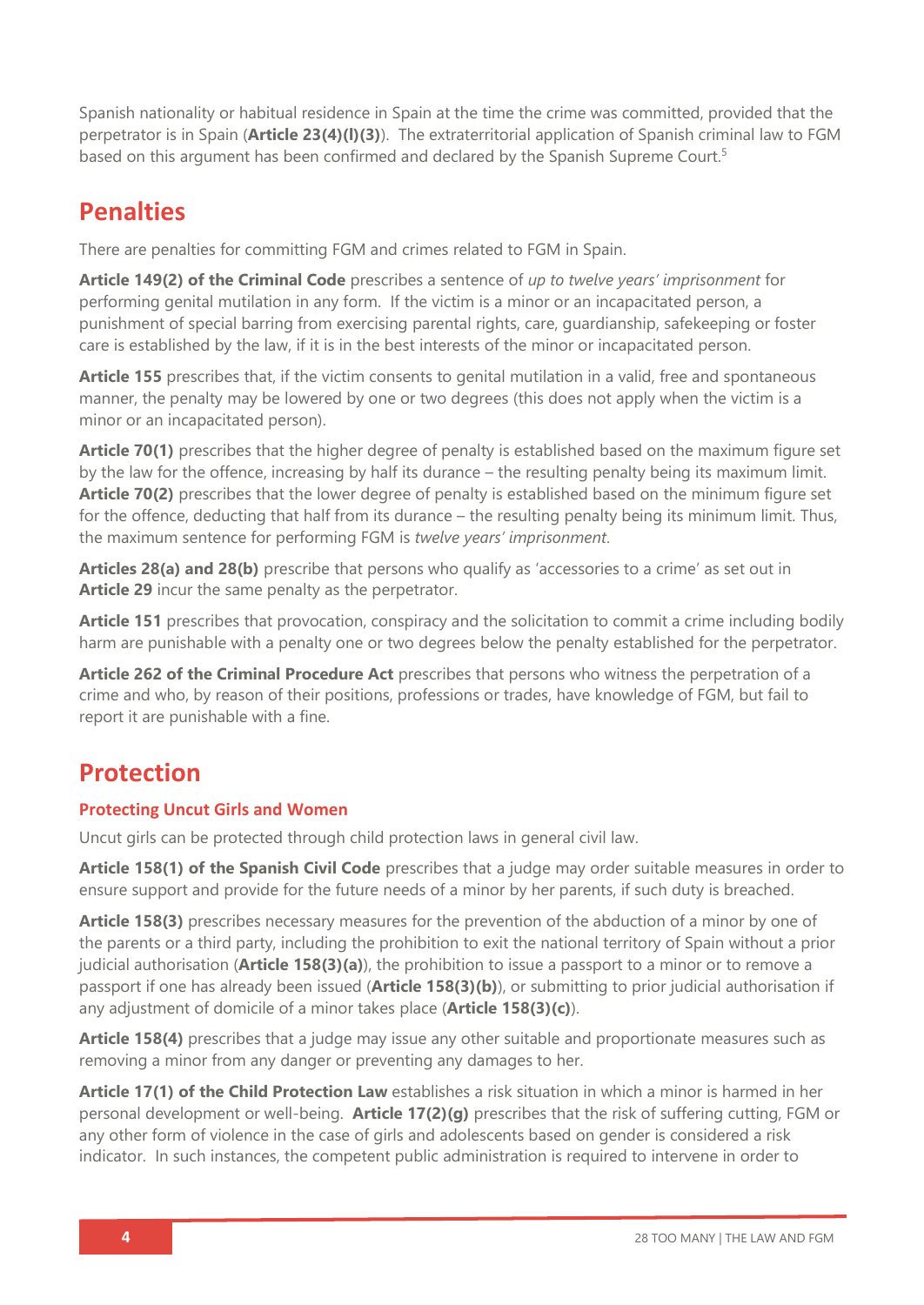Spanish nationality or habitual residence in Spain at the time the crime was committed, provided that the perpetrator is in Spain (**Article 23(4)(l)(3)**). The extraterritorial application of Spanish criminal law to FGM based on this argument has been confirmed and declared by the Spanish Supreme Court.[5]

## Penalties

There are penalties for committing FGM and crimes related to FGM in Spain.

**Article 149(2) of the Criminal Code** prescribes a sentence of *up to twelve years' imprisonment* for performing genital mutilation in any form. If the victim is a minor or an incapacitated person, a punishment of special barring from exercising parental rights, care, guardianship, safekeeping or foster care is established by the law, if it is in the best interests of the minor or incapacitated person.

**Article 155** prescribes that, if the victim consents to genital mutilation in a valid, free and spontaneous manner, the penalty may be lowered by one or two degrees (this does not apply when the victim is a minor or an incapacitated person).

**Article 70(1)** prescribes that the higher degree of penalty is established based on the maximum figure set by the law for the offence, increasing by half its durance – the resulting penalty being its maximum limit. **Article 70(2)** prescribes that the lower degree of penalty is established based on the minimum figure set for the offence, deducting that half from its durance – the resulting penalty being its minimum limit. Thus, the maximum sentence for performing FGM is *twelve years' imprisonment*.

**Articles 28(a) and 28(b)** prescribe that persons who qualify as 'accessories to a crime' as set out in **Article 29** incur the same penalty as the perpetrator.

**Article 151** prescribes that provocation, conspiracy and the solicitation to commit a crime including bodily harm are punishable with a penalty one or two degrees below the penalty established for the perpetrator.

**Article 262 of the Criminal Procedure Act** prescribes that persons who witness the perpetration of a crime and who, by reason of their positions, professions or trades, have knowledge of FGM, but fail to report it are punishable with a fine.

## Protection

### Protecting Uncut Girls and Women

Uncut girls can be protected through child protection laws in general civil law.

**Article 158(1) of the Spanish Civil Code** prescribes that a judge may order suitable measures in order to ensure support and provide for the future needs of a minor by her parents, if such duty is breached.

**Article 158(3)** prescribes necessary measures for the prevention of the abduction of a minor by one of the parents or a third party, including the prohibition to exit the national territory of Spain without a prior judicial authorisation (**Article 158(3)(a)**), the prohibition to issue a passport to a minor or to remove a passport if one has already been issued (**Article 158(3)(b)**), or submitting to prior judicial authorisation if any adjustment of domicile of a minor takes place (**Article 158(3)(c)**).

**Article 158(4)** prescribes that a judge may issue any other suitable and proportionate measures such as removing a minor from any danger or preventing any damages to her.

**Article 17(1) of the Child Protection Law** establishes a risk situation in which a minor is harmed in her personal development or well-being. **Article 17(2)(g)** prescribes that the risk of suffering cutting, FGM or any other form of violence in the case of girls and adolescents based on gender is considered a risk indicator. In such instances, the competent public administration is required to intervene in order to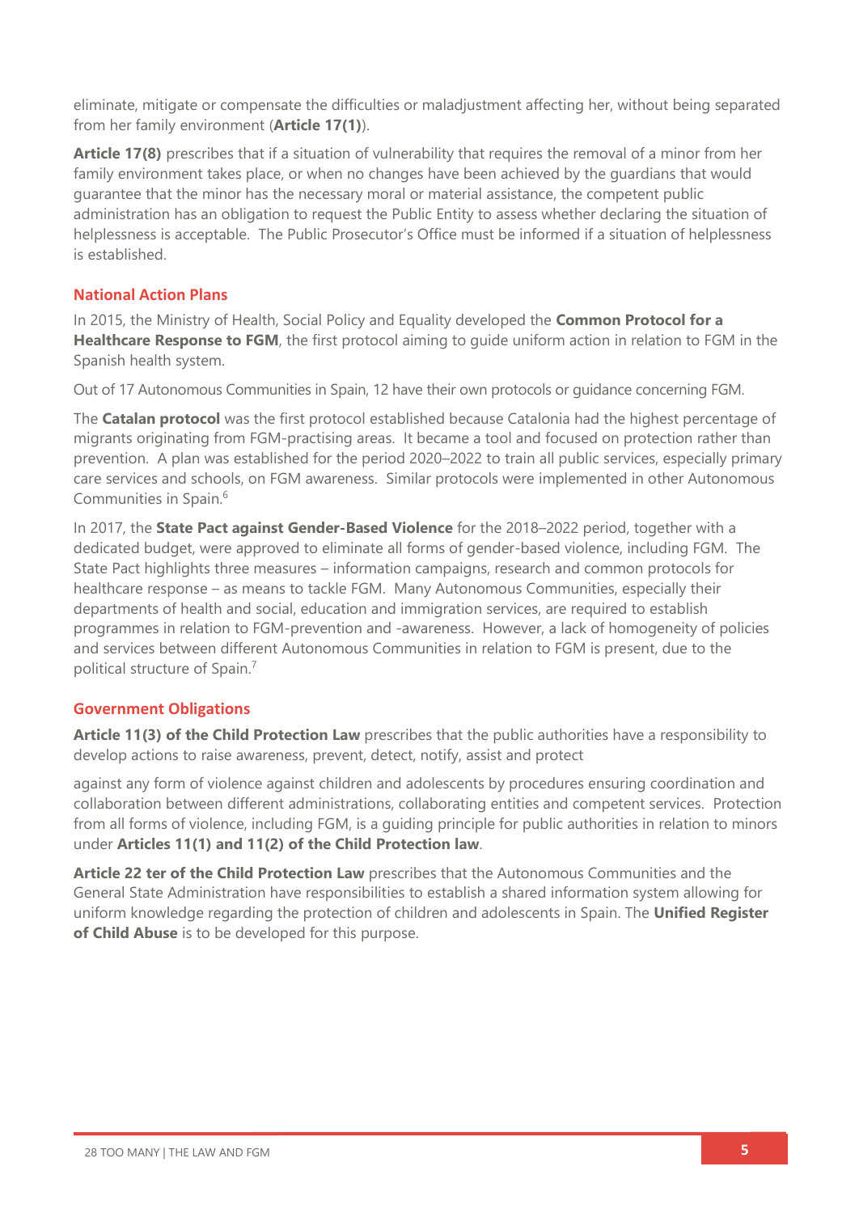eliminate, mitigate or compensate the difficulties or maladjustment affecting her, without being separated from her family environment (**Article 17(1)**).

**Article 17(8)** prescribes that if a situation of vulnerability that requires the removal of a minor from her family environment takes place, or when no changes have been achieved by the guardians that would guarantee that the minor has the necessary moral or material assistance, the competent public administration has an obligation to request the Public Entity to assess whether declaring the situation of helplessness is acceptable. The Public Prosecutor's Office must be informed if a situation of helplessness is established.

## National Action Plans

In 2015, the Ministry of Health, Social Policy and Equality developed the **Common Protocol for a Healthcare Response to FGM**, the first protocol aiming to guide uniform action in relation to FGM in the Spanish health system.

Out of 17 Autonomous Communities in Spain, 12 have their own protocols or guidance concerning FGM.

The **Catalan protocol** was the first protocol established because Catalonia had the highest percentage of migrants originating from FGM-practising areas. It became a tool and focused on protection rather than prevention. A plan was established for the period 2020–2022 to train all public services, especially primary care services and schools, on FGM awareness. Similar protocols were implemented in other Autonomous Communities in Spain.[6]

In 2017, the **State Pact against Gender-Based Violence** for the 2018–2022 period, together with a dedicated budget, were approved to eliminate all forms of gender-based violence, including FGM. The State Pact highlights three measures – information campaigns, research and common protocols for healthcare response – as means to tackle FGM. Many Autonomous Communities, especially their departments of health and social, education and immigration services, are required to establish programmes in relation to FGM-prevention and -awareness. However, a lack of homogeneity of policies and services between different Autonomous Communities in relation to FGM is present, due to the political structure of Spain.[7]

## Government Obligations

**Article 11(3) of the Child Protection Law** prescribes that the public authorities have a responsibility to develop actions to raise awareness, prevent, detect, notify, assist and protect against any form of violence against children and adolescents by procedures ensuring coordination and collaboration between different administrations, collaborating entities and competent services. Protection from all forms of violence, including FGM, is a guiding principle for public authorities in relation to minors under **Articles 11(1) and 11(2) of the Child Protection law**.

**Article 22 ter of the Child Protection Law** prescribes that the Autonomous Communities and the General State Administration have responsibilities to establish a shared information system allowing for uniform knowledge regarding the protection of children and adolescents in Spain. The **Unified Register of Child Abuse** is to be developed for this purpose.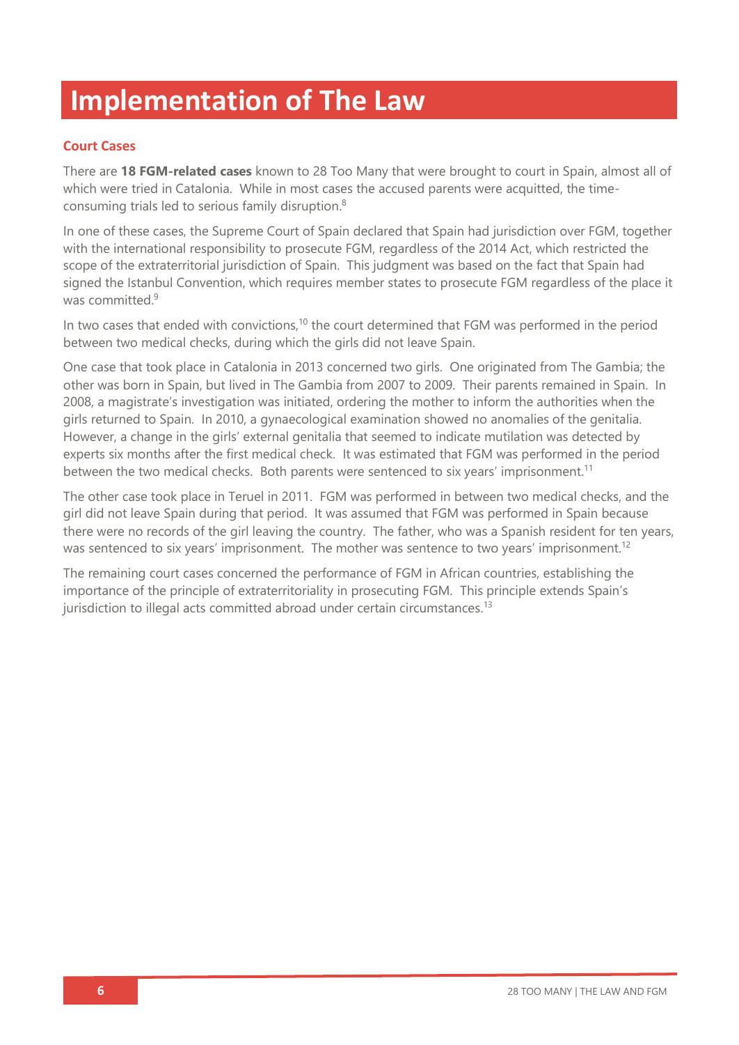# Implementation of The Law

## Court Cases

There are **18 FGM-related cases** known to 28 Too Many that were brought to court in Spain, almost all of which were tried in Catalonia. While in most cases the accused parents were acquitted, the time-consuming trials led to serious family disruption.[8]

In one of these cases, the Supreme Court of Spain declared that Spain had jurisdiction over FGM, together with the international responsibility to prosecute FGM, regardless of the 2014 Act, which restricted the scope of the extraterritorial jurisdiction of Spain. This judgment was based on the fact that Spain had signed the Istanbul Convention, which requires member states to prosecute FGM regardless of the place it was committed.[9]

In two cases that ended with convictions,[10] the court determined that FGM was performed in the period between two medical checks, during which the girls did not leave Spain.

One case that took place in Catalonia in 2013 concerned two girls. One originated from The Gambia; the other was born in Spain, but lived in The Gambia from 2007 to 2009. Their parents remained in Spain. In 2008, a magistrate's investigation was initiated, ordering the mother to inform the authorities when the girls returned to Spain. In 2010, a gynaecological examination showed no anomalies of the genitalia. However, a change in the girls' external genitalia that seemed to indicate mutilation was detected by experts six months after the first medical check. It was estimated that FGM was performed in the period between the two medical checks. Both parents were sentenced to six years' imprisonment.[11]

The other case took place in Teruel in 2011. FGM was performed in between two medical checks, and the girl did not leave Spain during that period. It was assumed that FGM was performed in Spain because there were no records of the girl leaving the country. The father, who was a Spanish resident for ten years, was sentenced to six years' imprisonment. The mother was sentence to two years' imprisonment.[12]

The remaining court cases concerned the performance of FGM in African countries, establishing the importance of the principle of extraterritoriality in prosecuting FGM. This principle extends Spain's jurisdiction to illegal acts committed abroad under certain circumstances.[13]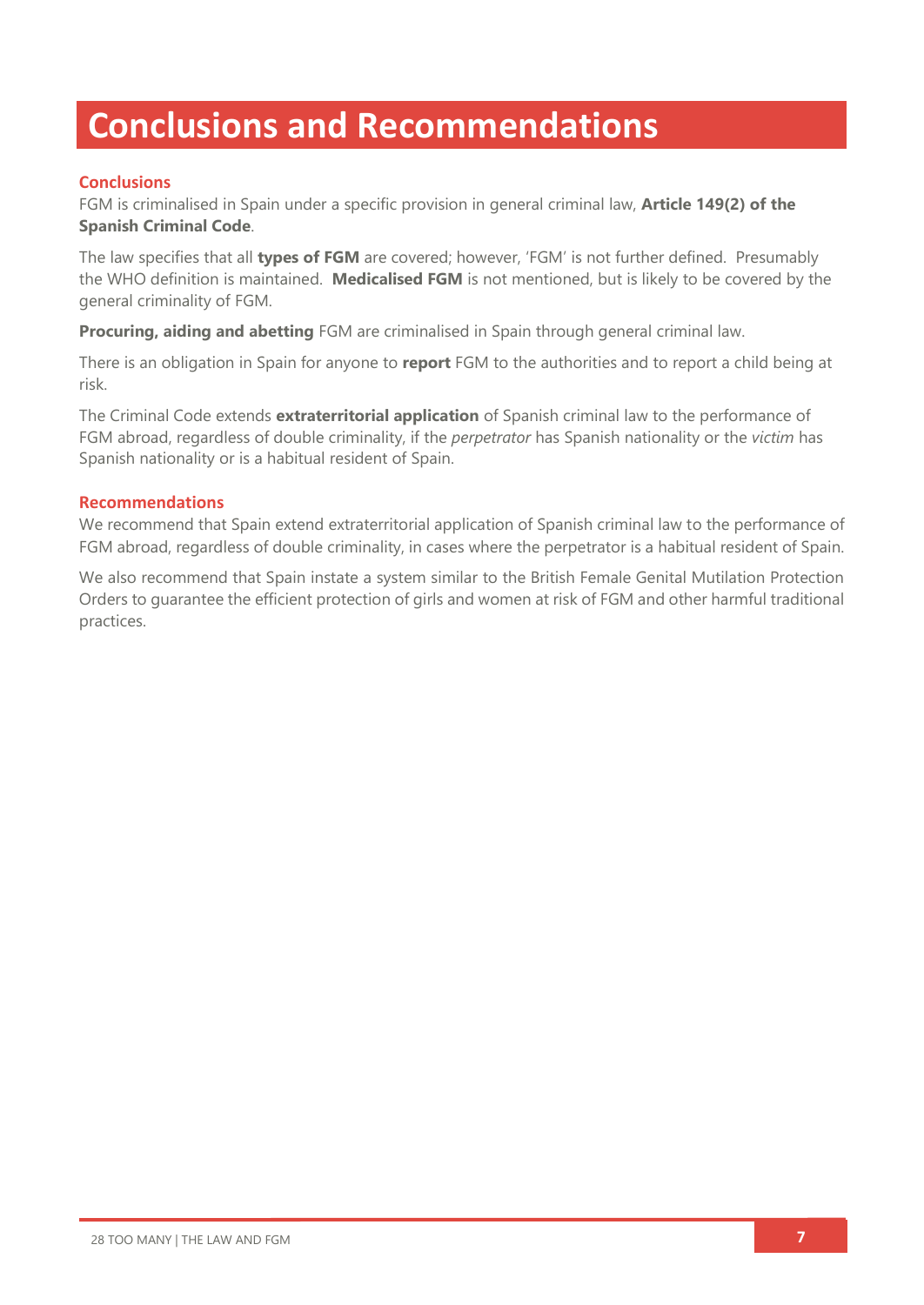# Conclusions and Recommendations

## Conclusions

FGM is criminalised in Spain under a specific provision in general criminal law, **Article 149(2) of the Spanish Criminal Code**.

The law specifies that all **types of FGM** are covered; however, 'FGM' is not further defined. Presumably the WHO definition is maintained. **Medicalised FGM** is not mentioned, but is likely to be covered by the general criminality of FGM.

**Procuring, aiding and abetting** FGM are criminalised in Spain through general criminal law.

There is an obligation in Spain for anyone to **report** FGM to the authorities and to report a child being at risk.

The Criminal Code extends **extraterritorial application** of Spanish criminal law to the performance of FGM abroad, regardless of double criminality, if the *perpetrator* has Spanish nationality or the *victim* has Spanish nationality or is a habitual resident of Spain.

## Recommendations

We recommend that Spain extend extraterritorial application of Spanish criminal law to the performance of FGM abroad, regardless of double criminality, in cases where the perpetrator is a habitual resident of Spain.

We also recommend that Spain instate a system similar to the British Female Genital Mutilation Protection Orders to guarantee the efficient protection of girls and women at risk of FGM and other harmful traditional practices.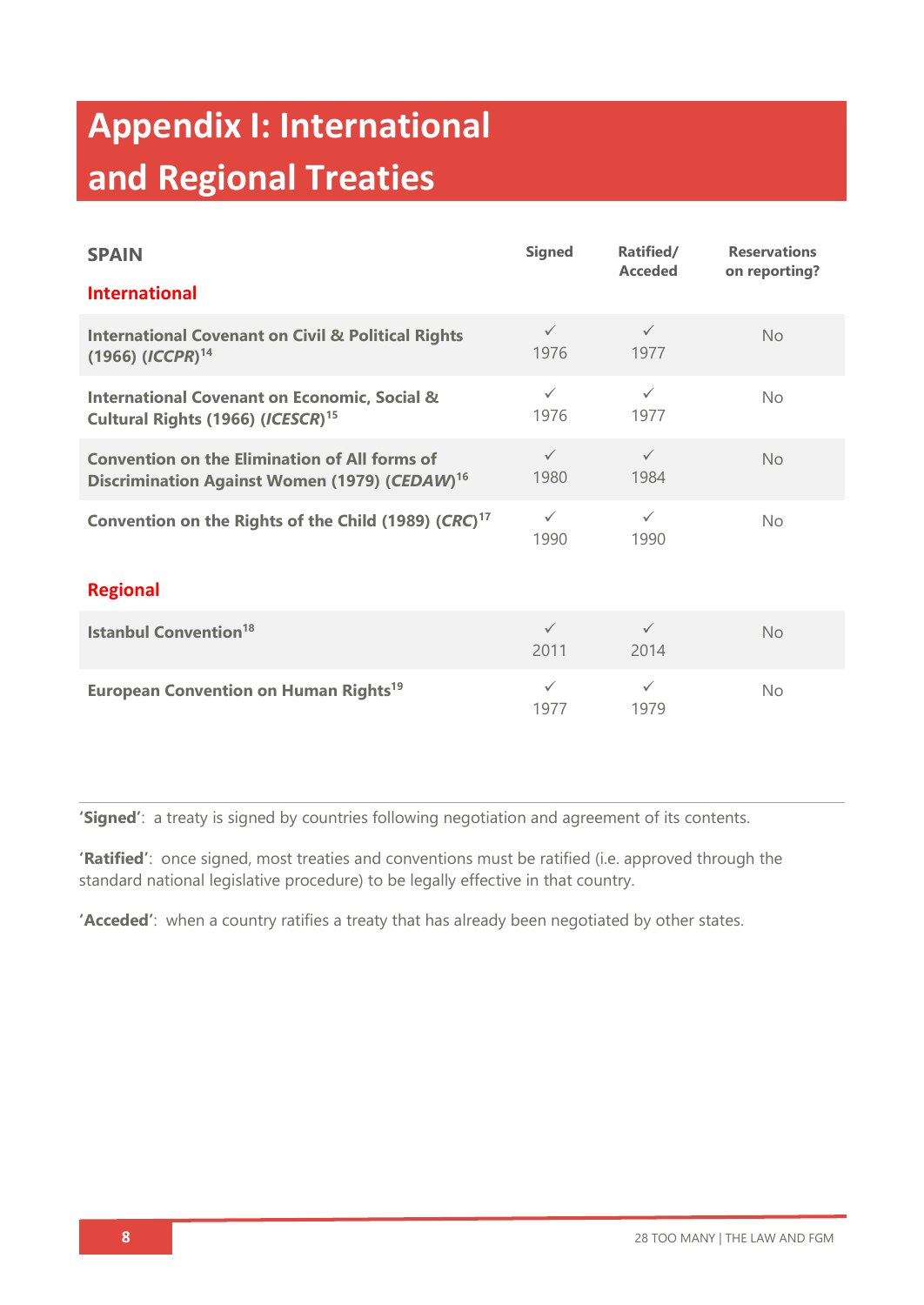# Appendix I: International and Regional Treaties

| SPAIN | Signed | Ratified/ Acceded | Reservations on reporting? |
|---|---|---|---|
| **International** | | | |
| **International Covenant on Civil & Political Rights (1966) (*ICCPR*)**[14] | ✓ 1976 | ✓ 1977 | No |
| **International Covenant on Economic, Social & Cultural Rights (1966) (*ICESCR*)**[15] | ✓ 1976 | ✓ 1977 | No |
| **Convention on the Elimination of All forms of Discrimination Against Women (1979) (*CEDAW*)**[16] | ✓ 1980 | ✓ 1984 | No |
| **Convention on the Rights of the Child (1989) (*CRC*)**[17] | ✓ 1990 | ✓ 1990 | No |
| **Regional** | | | |
| **Istanbul Convention**[18] | ✓ 2011 | ✓ 2014 | No |
| **European Convention on Human Rights**[19] | ✓ 1977 | ✓ 1979 | No |

**'Signed'**: a treaty is signed by countries following negotiation and agreement of its contents.

**'Ratified'**: once signed, most treaties and conventions must be ratified (i.e. approved through the standard national legislative procedure) to be legally effective in that country.

**'Acceded'**: when a country ratifies a treaty that has already been negotiated by other states.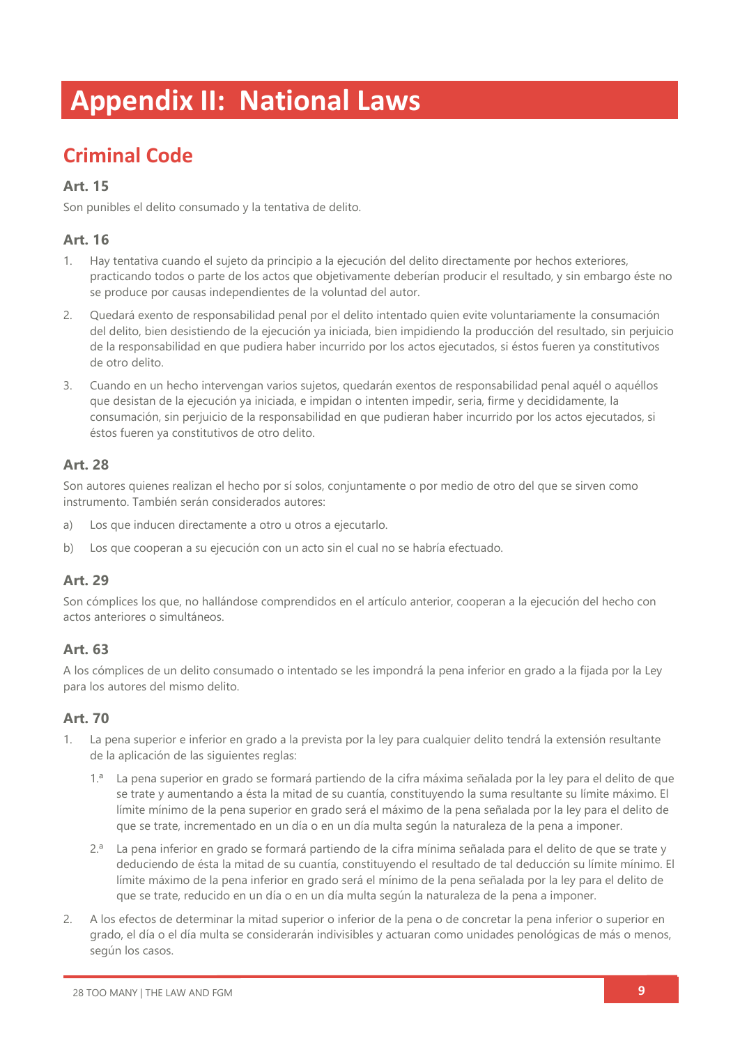# Appendix II: National Laws

## Criminal Code

### Art. 15

Son punibles el delito consumado y la tentativa de delito.

### Art. 16

1. Hay tentativa cuando el sujeto da principio a la ejecución del delito directamente por hechos exteriores, practicando todos o parte de los actos que objetivamente deberían producir el resultado, y sin embargo éste no se produce por causas independientes de la voluntad del autor.
2. Quedará exento de responsabilidad penal por el delito intentado quien evite voluntariamente la consumación del delito, bien desistiendo de la ejecución ya iniciada, bien impidiendo la producción del resultado, sin perjuicio de la responsabilidad en que pudiera haber incurrido por los actos ejecutados, si éstos fueren ya constitutivos de otro delito.
3. Cuando en un hecho intervengan varios sujetos, quedarán exentos de responsabilidad penal aquél o aquéllos que desistan de la ejecución ya iniciada, e impidan o intenten impedir, seria, firme y decididamente, la consumación, sin perjuicio de la responsabilidad en que pudieran haber incurrido por los actos ejecutados, si éstos fueren ya constitutivos de otro delito.

### Art. 28

Son autores quienes realizan el hecho por sí solos, conjuntamente o por medio de otro del que se sirven como instrumento. También serán considerados autores:

a) Los que inducen directamente a otro u otros a ejecutarlo.

b) Los que cooperan a su ejecución con un acto sin el cual no se habría efectuado.

### Art. 29

Son cómplices los que, no hallándose comprendidos en el artículo anterior, cooperan a la ejecución del hecho con actos anteriores o simultáneos.

### Art. 63

A los cómplices de un delito consumado o intentado se les impondrá la pena inferior en grado a la fijada por la Ley para los autores del mismo delito.

### Art. 70

1. La pena superior e inferior en grado a la prevista por la ley para cualquier delito tendrá la extensión resultante de la aplicación de las siguientes reglas:

   1.ª La pena superior en grado se formará partiendo de la cifra máxima señalada por la ley para el delito de que se trate y aumentando a ésta la mitad de su cuantía, constituyendo la suma resultante su límite máximo. El límite mínimo de la pena superior en grado será el máximo de la pena señalada por la ley para el delito de que se trate, incrementado en un día o en un día multa según la naturaleza de la pena a imponer.

   2.ª La pena inferior en grado se formará partiendo de la cifra mínima señalada para el delito de que se trate y deduciendo de ésta la mitad de su cuantía, constituyendo el resultado de tal deducción su límite mínimo. El límite máximo de la pena inferior en grado será el mínimo de la pena señalada por la ley para el delito de que se trate, reducido en un día o en un día multa según la naturaleza de la pena a imponer.

2. A los efectos de determinar la mitad superior o inferior de la pena o de concretar la pena inferior o superior en grado, el día o el día multa se considerarán indivisibles y actuaran como unidades penológicas de más o menos, según los casos.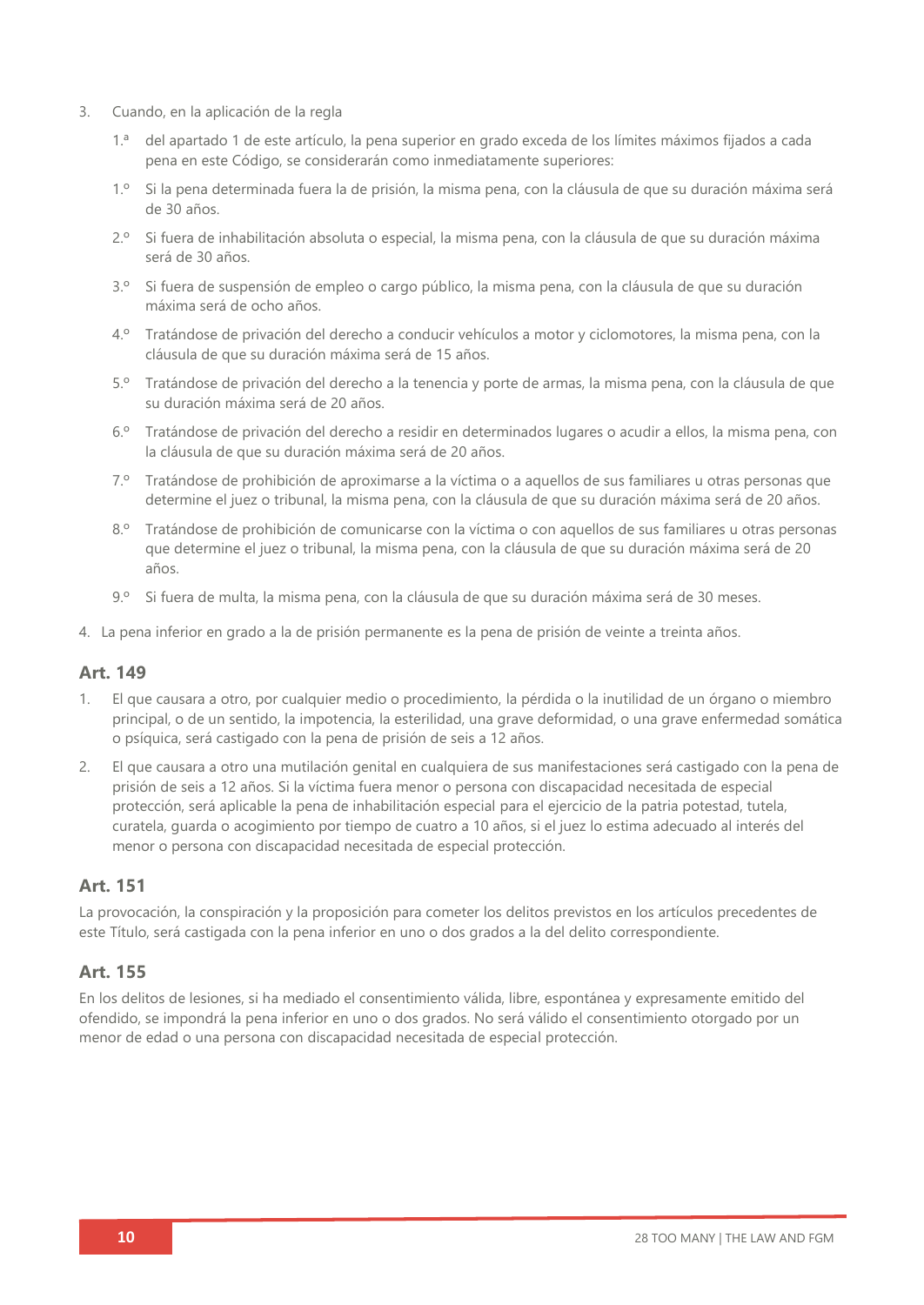3. Cuando, en la aplicación de la regla

   1.ª del apartado 1 de este artículo, la pena superior en grado exceda de los límites máximos fijados a cada pena en este Código, se considerarán como inmediatamente superiores:

   1.º Si la pena determinada fuera la de prisión, la misma pena, con la cláusula de que su duración máxima será de 30 años.

   2.º Si fuera de inhabilitación absoluta o especial, la misma pena, con la cláusula de que su duración máxima será de 30 años.

   3.º Si fuera de suspensión de empleo o cargo público, la misma pena, con la cláusula de que su duración máxima será de ocho años.

   4.º Tratándose de privación del derecho a conducir vehículos a motor y ciclomotores, la misma pena, con la cláusula de que su duración máxima será de 15 años.

   5.º Tratándose de privación del derecho a la tenencia y porte de armas, la misma pena, con la cláusula de que su duración máxima será de 20 años.

   6.º Tratándose de privación del derecho a residir en determinados lugares o acudir a ellos, la misma pena, con la cláusula de que su duración máxima será de 20 años.

   7.º Tratándose de prohibición de aproximarse a la víctima o a aquellos de sus familiares u otras personas que determine el juez o tribunal, la misma pena, con la cláusula de que su duración máxima será de 20 años.

   8.º Tratándose de prohibición de comunicarse con la víctima o con aquellos de sus familiares u otras personas que determine el juez o tribunal, la misma pena, con la cláusula de que su duración máxima será de 20 años.

   9.º Si fuera de multa, la misma pena, con la cláusula de que su duración máxima será de 30 meses.

4. La pena inferior en grado a la de prisión permanente es la pena de prisión de veinte a treinta años.

### Art. 149

1. El que causara a otro, por cualquier medio o procedimiento, la pérdida o la inutilidad de un órgano o miembro principal, o de un sentido, la impotencia, la esterilidad, una grave deformidad, o una grave enfermedad somática o psíquica, será castigado con la pena de prisión de seis a 12 años.
2. El que causara a otro una mutilación genital en cualquiera de sus manifestaciones será castigado con la pena de prisión de seis a 12 años. Si la víctima fuera menor o persona con discapacidad necesitada de especial protección, será aplicable la pena de inhabilitación especial para el ejercicio de la patria potestad, tutela, curatela, guarda o acogimiento por tiempo de cuatro a 10 años, si el juez lo estima adecuado al interés del menor o persona con discapacidad necesitada de especial protección.

### Art. 151

La provocación, la conspiración y la proposición para cometer los delitos previstos en los artículos precedentes de este Título, será castigada con la pena inferior en uno o dos grados a la del delito correspondiente.

### Art. 155

En los delitos de lesiones, si ha mediado el consentimiento válida, libre, espontánea y expresamente emitido del ofendido, se impondrá la pena inferior en uno o dos grados. No será válido el consentimiento otorgado por un menor de edad o una persona con discapacidad necesitada de especial protección.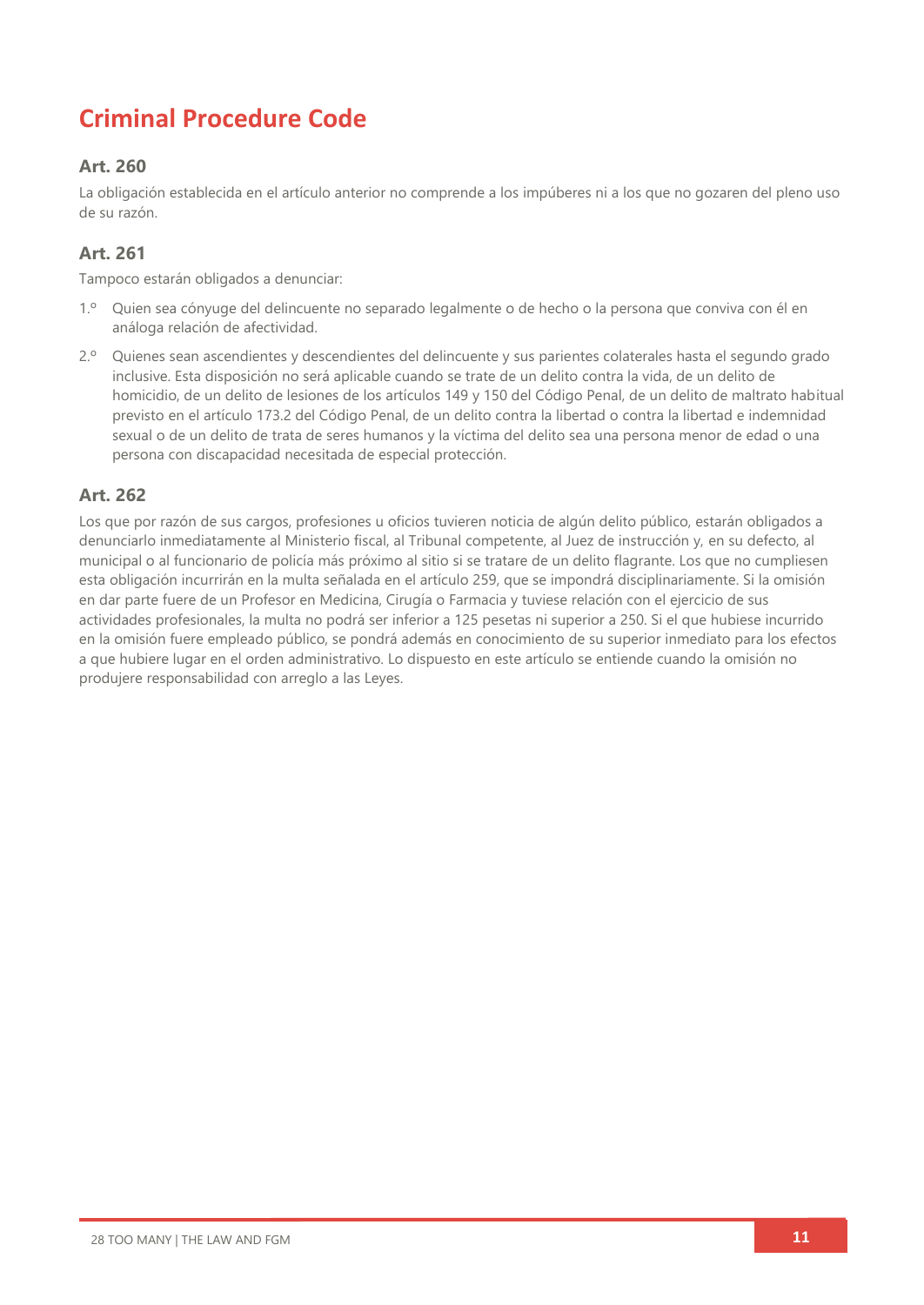# Criminal Procedure Code

## Art. 260

La obligación establecida en el artículo anterior no comprende a los impúberes ni a los que no gozaren del pleno uso de su razón.

## Art. 261

Tampoco estarán obligados a denunciar:

1.º Quien sea cónyuge del delincuente no separado legalmente o de hecho o la persona que conviva con él en análoga relación de afectividad.

2.º Quienes sean ascendientes y descendientes del delincuente y sus parientes colaterales hasta el segundo grado inclusive. Esta disposición no será aplicable cuando se trate de un delito contra la vida, de un delito de homicidio, de un delito de lesiones de los artículos 149 y 150 del Código Penal, de un delito de maltrato habitual previsto en el artículo 173.2 del Código Penal, de un delito contra la libertad o contra la libertad e indemnidad sexual o de un delito de trata de seres humanos y la víctima del delito sea una persona menor de edad o una persona con discapacidad necesitada de especial protección.

## Art. 262

Los que por razón de sus cargos, profesiones u oficios tuvieren noticia de algún delito público, estarán obligados a denunciarlo inmediatamente al Ministerio fiscal, al Tribunal competente, al Juez de instrucción y, en su defecto, al municipal o al funcionario de policía más próximo al sitio si se tratare de un delito flagrante. Los que no cumpliesen esta obligación incurrirán en la multa señalada en el artículo 259, que se impondrá disciplinariamente. Si la omisión en dar parte fuere de un Profesor en Medicina, Cirugía o Farmacia y tuviese relación con el ejercicio de sus actividades profesionales, la multa no podrá ser inferior a 125 pesetas ni superior a 250. Si el que hubiese incurrido en la omisión fuere empleado público, se pondrá además en conocimiento de su superior inmediato para los efectos a que hubiere lugar en el orden administrativo. Lo dispuesto en este artículo se entiende cuando la omisión no produjere responsabilidad con arreglo a las Leyes.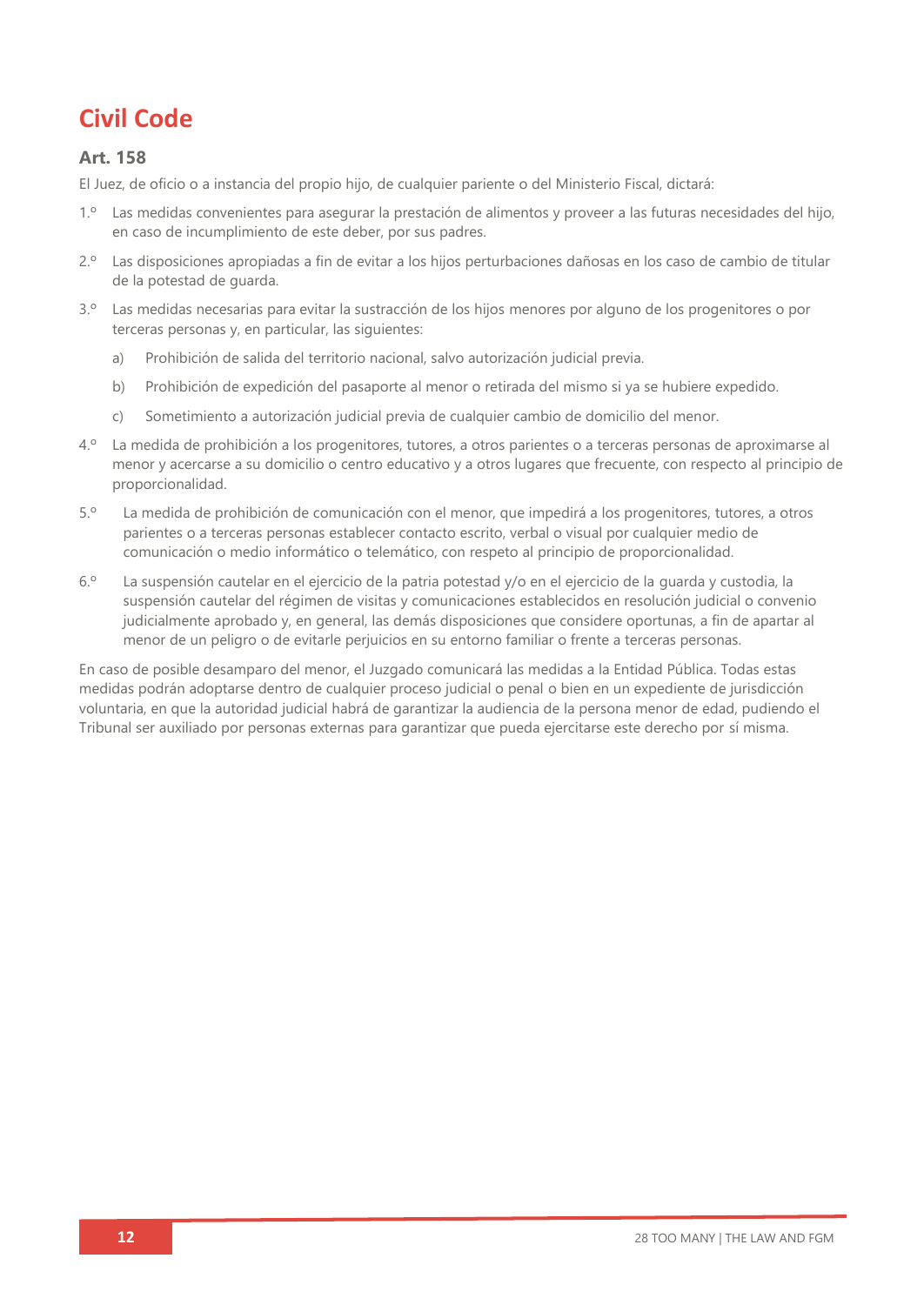# Civil Code

## Art. 158

El Juez, de oficio o a instancia del propio hijo, de cualquier pariente o del Ministerio Fiscal, dictará:

1.º Las medidas convenientes para asegurar la prestación de alimentos y proveer a las futuras necesidades del hijo, en caso de incumplimiento de este deber, por sus padres.

2.º Las disposiciones apropiadas a fin de evitar a los hijos perturbaciones dañosas en los caso de cambio de titular de la potestad de guarda.

3.º Las medidas necesarias para evitar la sustracción de los hijos menores por alguno de los progenitores o por terceras personas y, en particular, las siguientes:

   a) Prohibición de salida del territorio nacional, salvo autorización judicial previa.

   b) Prohibición de expedición del pasaporte al menor o retirada del mismo si ya se hubiere expedido.

   c) Sometimiento a autorización judicial previa de cualquier cambio de domicilio del menor.

4.º La medida de prohibición a los progenitores, tutores, a otros parientes o a terceras personas de aproximarse al menor y acercarse a su domicilio o centro educativo y a otros lugares que frecuente, con respecto al principio de proporcionalidad.

5.º La medida de prohibición de comunicación con el menor, que impedirá a los progenitores, tutores, a otros parientes o a terceras personas establecer contacto escrito, verbal o visual por cualquier medio de comunicación o medio informático o telemático, con respeto al principio de proporcionalidad.

6.º La suspensión cautelar en el ejercicio de la patria potestad y/o en el ejercicio de la guarda y custodia, la suspensión cautelar del régimen de visitas y comunicaciones establecidos en resolución judicial o convenio judicialmente aprobado y, en general, las demás disposiciones que considere oportunas, a fin de apartar al menor de un peligro o de evitarle perjuicios en su entorno familiar o frente a terceras personas.

En caso de posible desamparo del menor, el Juzgado comunicará las medidas a la Entidad Pública. Todas estas medidas podrán adoptarse dentro de cualquier proceso judicial o penal o bien en un expediente de jurisdicción voluntaria, en que la autoridad judicial habrá de garantizar la audiencia de la persona menor de edad, pudiendo el Tribunal ser auxiliado por personas externas para garantizar que pueda ejercitarse este derecho por sí misma.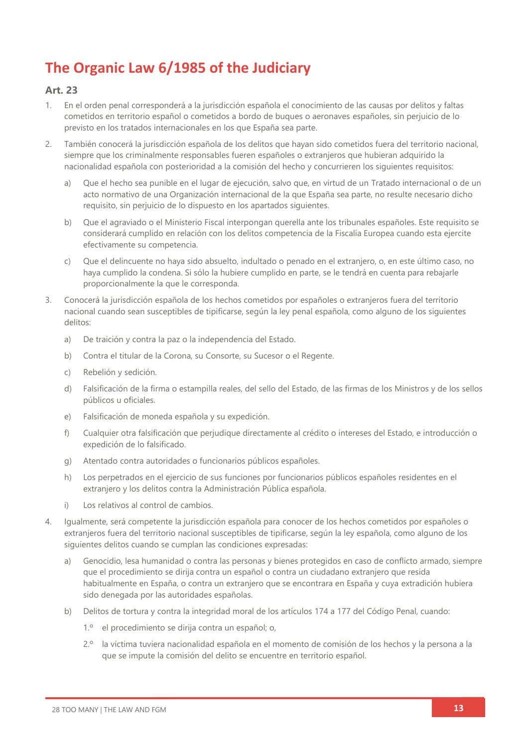# The Organic Law 6/1985 of the Judiciary

### Art. 23

1. En el orden penal corresponderá a la jurisdicción española el conocimiento de las causas por delitos y faltas cometidos en territorio español o cometidos a bordo de buques o aeronaves españoles, sin perjuicio de lo previsto en los tratados internacionales en los que España sea parte.

2. También conocerá la jurisdicción española de los delitos que hayan sido cometidos fuera del territorio nacional, siempre que los criminalmente responsables fueren españoles o extranjeros que hubieran adquirido la nacionalidad española con posterioridad a la comisión del hecho y concurrieren los siguientes requisitos:

   a) Que el hecho sea punible en el lugar de ejecución, salvo que, en virtud de un Tratado internacional o de un acto normativo de una Organización internacional de la que España sea parte, no resulte necesario dicho requisito, sin perjuicio de lo dispuesto en los apartados siguientes.

   b) Que el agraviado o el Ministerio Fiscal interpongan querella ante los tribunales españoles. Este requisito se considerará cumplido en relación con los delitos competencia de la Fiscalía Europea cuando esta ejercite efectivamente su competencia.

   c) Que el delincuente no haya sido absuelto, indultado o penado en el extranjero, o, en este último caso, no haya cumplido la condena. Si sólo la hubiere cumplido en parte, se le tendrá en cuenta para rebajarle proporcionalmente la que le corresponda.

3. Conocerá la jurisdicción española de los hechos cometidos por españoles o extranjeros fuera del territorio nacional cuando sean susceptibles de tipificarse, según la ley penal española, como alguno de los siguientes delitos:

   a) De traición y contra la paz o la independencia del Estado.

   b) Contra el titular de la Corona, su Consorte, su Sucesor o el Regente.

   c) Rebelión y sedición.

   d) Falsificación de la firma o estampilla reales, del sello del Estado, de las firmas de los Ministros y de los sellos públicos u oficiales.

   e) Falsificación de moneda española y su expedición.

   f) Cualquier otra falsificación que perjudique directamente al crédito o intereses del Estado, e introducción o expedición de lo falsificado.

   g) Atentado contra autoridades o funcionarios públicos españoles.

   h) Los perpetrados en el ejercicio de sus funciones por funcionarios públicos españoles residentes en el extranjero y los delitos contra la Administración Pública española.

   i) Los relativos al control de cambios.

4. Igualmente, será competente la jurisdicción española para conocer de los hechos cometidos por españoles o extranjeros fuera del territorio nacional susceptibles de tipificarse, según la ley española, como alguno de los siguientes delitos cuando se cumplan las condiciones expresadas:

   a) Genocidio, lesa humanidad o contra las personas y bienes protegidos en caso de conflicto armado, siempre que el procedimiento se dirija contra un español o contra un ciudadano extranjero que resida habitualmente en España, o contra un extranjero que se encontrara en España y cuya extradición hubiera sido denegada por las autoridades españolas.

   b) Delitos de tortura y contra la integridad moral de los artículos 174 a 177 del Código Penal, cuando:

      1.º el procedimiento se dirija contra un español; o,

      2.º la víctima tuviera nacionalidad española en el momento de comisión de los hechos y la persona a la que se impute la comisión del delito se encuentre en territorio español.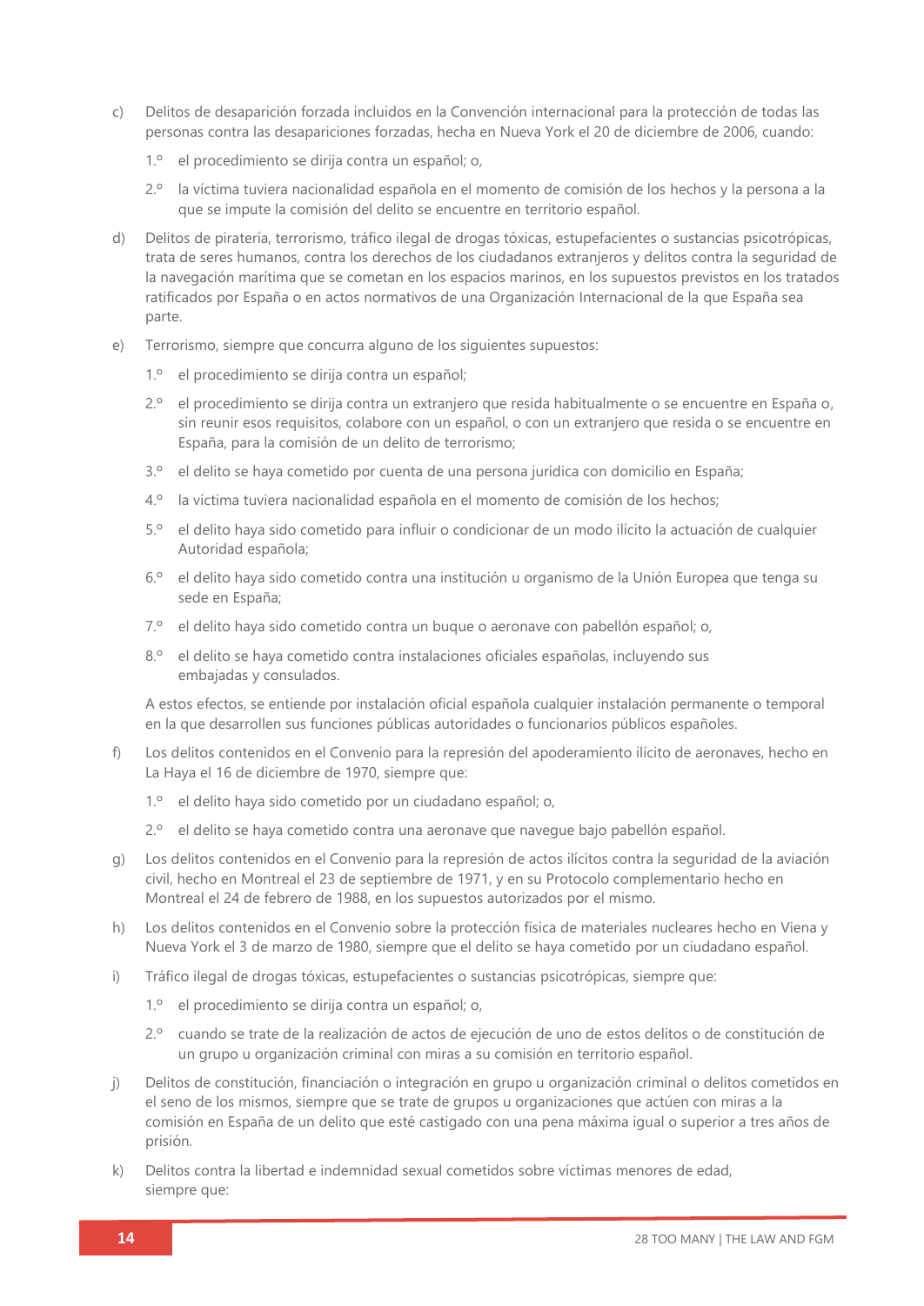c) Delitos de desaparición forzada incluidos en la Convención internacional para la protección de todas las personas contra las desapariciones forzadas, hecha en Nueva York el 20 de diciembre de 2006, cuando:

   1.º el procedimiento se dirija contra un español; o,

   2.º la víctima tuviera nacionalidad española en el momento de comisión de los hechos y la persona a la que se impute la comisión del delito se encuentre en territorio español.

d) Delitos de piratería, terrorismo, tráfico ilegal de drogas tóxicas, estupefacientes o sustancias psicotrópicas, trata de seres humanos, contra los derechos de los ciudadanos extranjeros y delitos contra la seguridad de la navegación marítima que se cometan en los espacios marinos, en los supuestos previstos en los tratados ratificados por España o en actos normativos de una Organización Internacional de la que España sea parte.

e) Terrorismo, siempre que concurra alguno de los siguientes supuestos:

   1.º el procedimiento se dirija contra un español;

   2.º el procedimiento se dirija contra un extranjero que resida habitualmente o se encuentre en España o, sin reunir esos requisitos, colabore con un español, o con un extranjero que resida o se encuentre en España, para la comisión de un delito de terrorismo;

   3.º el delito se haya cometido por cuenta de una persona jurídica con domicilio en España;

   4.º la víctima tuviera nacionalidad española en el momento de comisión de los hechos;

   5.º el delito haya sido cometido para influir o condicionar de un modo ilícito la actuación de cualquier Autoridad española;

   6.º el delito haya sido cometido contra una institución u organismo de la Unión Europea que tenga su sede en España;

   7.º el delito haya sido cometido contra un buque o aeronave con pabellón español; o,

   8.º el delito se haya cometido contra instalaciones oficiales españolas, incluyendo sus embajadas y consulados.

   A estos efectos, se entiende por instalación oficial española cualquier instalación permanente o temporal en la que desarrollen sus funciones públicas autoridades o funcionarios públicos españoles.

f) Los delitos contenidos en el Convenio para la represión del apoderamiento ilícito de aeronaves, hecho en La Haya el 16 de diciembre de 1970, siempre que:

   1.º el delito haya sido cometido por un ciudadano español; o,

   2.º el delito se haya cometido contra una aeronave que navegue bajo pabellón español.

g) Los delitos contenidos en el Convenio para la represión de actos ilícitos contra la seguridad de la aviación civil, hecho en Montreal el 23 de septiembre de 1971, y en su Protocolo complementario hecho en Montreal el 24 de febrero de 1988, en los supuestos autorizados por el mismo.

h) Los delitos contenidos en el Convenio sobre la protección física de materiales nucleares hecho en Viena y Nueva York el 3 de marzo de 1980, siempre que el delito se haya cometido por un ciudadano español.

i) Tráfico ilegal de drogas tóxicas, estupefacientes o sustancias psicotrópicas, siempre que:

   1.º el procedimiento se dirija contra un español; o,

   2.º cuando se trate de la realización de actos de ejecución de uno de estos delitos o de constitución de un grupo u organización criminal con miras a su comisión en territorio español.

j) Delitos de constitución, financiación o integración en grupo u organización criminal o delitos cometidos en el seno de los mismos, siempre que se trate de grupos u organizaciones que actúen con miras a la comisión en España de un delito que esté castigado con una pena máxima igual o superior a tres años de prisión.

k) Delitos contra la libertad e indemnidad sexual cometidos sobre víctimas menores de edad, siempre que: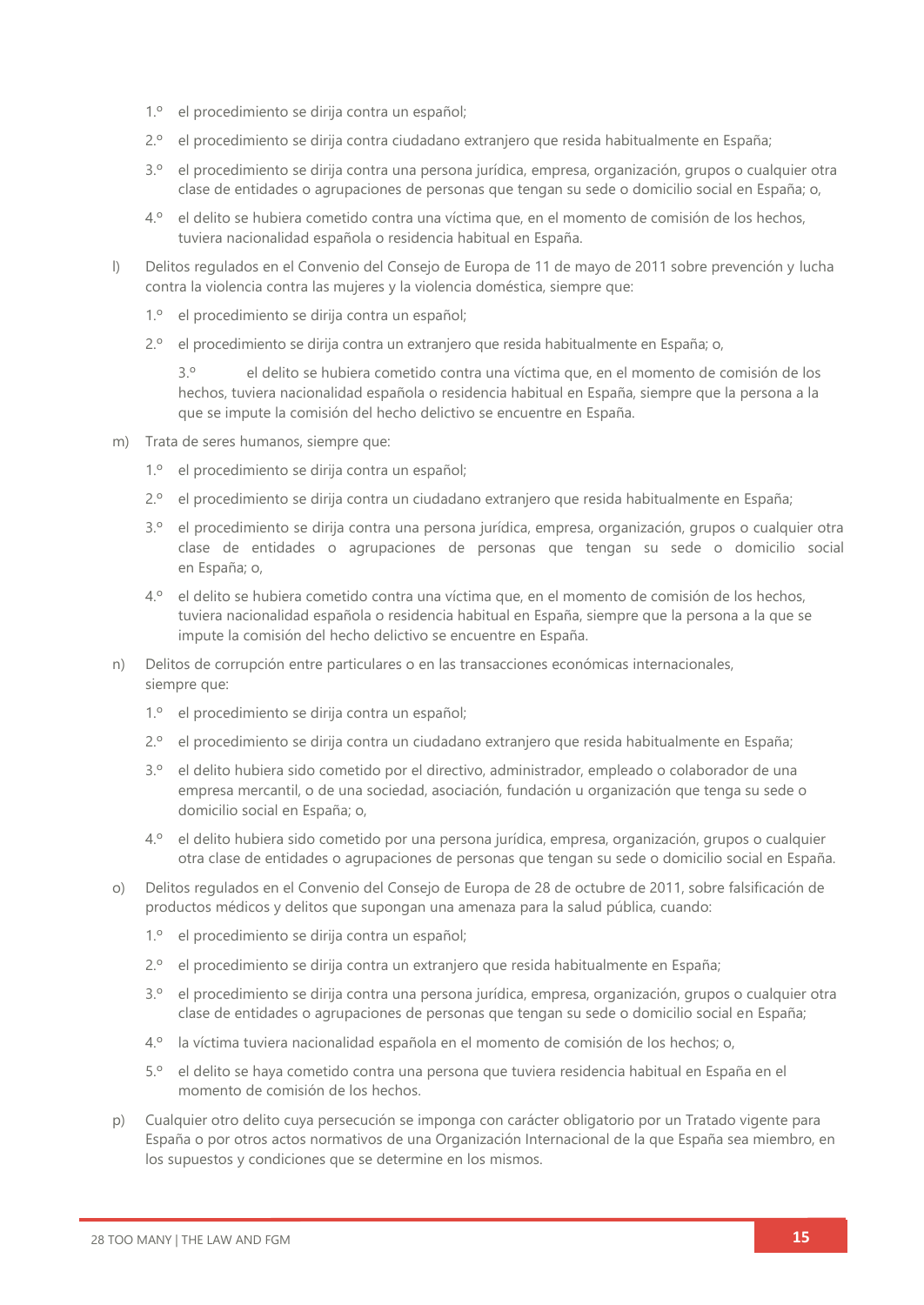1.º el procedimiento se dirija contra un español;

2.º el procedimiento se dirija contra ciudadano extranjero que resida habitualmente en España;

3.º el procedimiento se dirija contra una persona jurídica, empresa, organización, grupos o cualquier otra clase de entidades o agrupaciones de personas que tengan su sede o domicilio social en España; o,

4.º el delito se hubiera cometido contra una víctima que, en el momento de comisión de los hechos, tuviera nacionalidad española o residencia habitual en España.

l) Delitos regulados en el Convenio del Consejo de Europa de 11 de mayo de 2011 sobre prevención y lucha contra la violencia contra las mujeres y la violencia doméstica, siempre que:

1.º el procedimiento se dirija contra un español;

2.º el procedimiento se dirija contra un extranjero que resida habitualmente en España; o,

3.º el delito se hubiera cometido contra una víctima que, en el momento de comisión de los hechos, tuviera nacionalidad española o residencia habitual en España, siempre que la persona a la que se impute la comisión del hecho delictivo se encuentre en España.

m) Trata de seres humanos, siempre que:

1.º el procedimiento se dirija contra un español;

2.º el procedimiento se dirija contra un ciudadano extranjero que resida habitualmente en España;

3.º el procedimiento se dirija contra una persona jurídica, empresa, organización, grupos o cualquier otra clase de entidades o agrupaciones de personas que tengan su sede o domicilio social en España; o,

4.º el delito se hubiera cometido contra una víctima que, en el momento de comisión de los hechos, tuviera nacionalidad española o residencia habitual en España, siempre que la persona a la que se impute la comisión del hecho delictivo se encuentre en España.

n) Delitos de corrupción entre particulares o en las transacciones económicas internacionales, siempre que:

1.º el procedimiento se dirija contra un español;

2.º el procedimiento se dirija contra un ciudadano extranjero que resida habitualmente en España;

3.º el delito hubiera sido cometido por el directivo, administrador, empleado o colaborador de una empresa mercantil, o de una sociedad, asociación, fundación u organización que tenga su sede o domicilio social en España; o,

4.º el delito hubiera sido cometido por una persona jurídica, empresa, organización, grupos o cualquier otra clase de entidades o agrupaciones de personas que tengan su sede o domicilio social en España.

o) Delitos regulados en el Convenio del Consejo de Europa de 28 de octubre de 2011, sobre falsificación de productos médicos y delitos que supongan una amenaza para la salud pública, cuando:

1.º el procedimiento se dirija contra un español;

2.º el procedimiento se dirija contra un extranjero que resida habitualmente en España;

3.º el procedimiento se dirija contra una persona jurídica, empresa, organización, grupos o cualquier otra clase de entidades o agrupaciones de personas que tengan su sede o domicilio social en España;

4.º la víctima tuviera nacionalidad española en el momento de comisión de los hechos; o,

5.º el delito se haya cometido contra una persona que tuviera residencia habitual en España en el momento de comisión de los hechos.

p) Cualquier otro delito cuya persecución se imponga con carácter obligatorio por un Tratado vigente para España o por otros actos normativos de una Organización Internacional de la que España sea miembro, en los supuestos y condiciones que se determine en los mismos.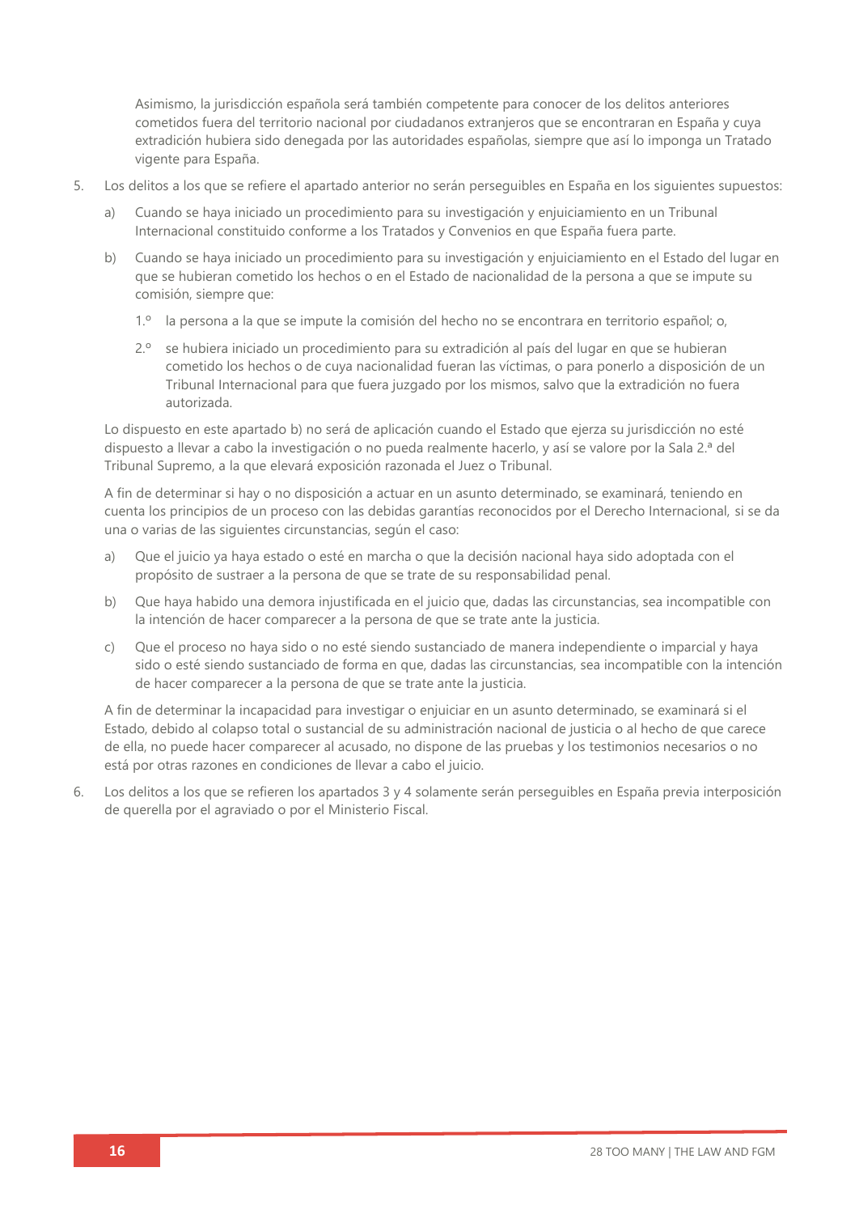Asimismo, la jurisdicción española será también competente para conocer de los delitos anteriores cometidos fuera del territorio nacional por ciudadanos extranjeros que se encontraran en España y cuya extradición hubiera sido denegada por las autoridades españolas, siempre que así lo imponga un Tratado vigente para España.

5. Los delitos a los que se refiere el apartado anterior no serán perseguibles en España en los siguientes supuestos:

   a) Cuando se haya iniciado un procedimiento para su investigación y enjuiciamiento en un Tribunal Internacional constituido conforme a los Tratados y Convenios en que España fuera parte.

   b) Cuando se haya iniciado un procedimiento para su investigación y enjuiciamiento en el Estado del lugar en que se hubieran cometido los hechos o en el Estado de nacionalidad de la persona a que se impute su comisión, siempre que:

      1.º la persona a la que se impute la comisión del hecho no se encontrara en territorio español; o,

      2.º se hubiera iniciado un procedimiento para su extradición al país del lugar en que se hubieran cometido los hechos o de cuya nacionalidad fueran las víctimas, o para ponerlo a disposición de un Tribunal Internacional para que fuera juzgado por los mismos, salvo que la extradición no fuera autorizada.

   Lo dispuesto en este apartado b) no será de aplicación cuando el Estado que ejerza su jurisdicción no esté dispuesto a llevar a cabo la investigación o no pueda realmente hacerlo, y así se valore por la Sala 2.ª del Tribunal Supremo, a la que elevará exposición razonada el Juez o Tribunal.

   A fin de determinar si hay o no disposición a actuar en un asunto determinado, se examinará, teniendo en cuenta los principios de un proceso con las debidas garantías reconocidos por el Derecho Internacional, si se da una o varias de las siguientes circunstancias, según el caso:

   a) Que el juicio ya haya estado o esté en marcha o que la decisión nacional haya sido adoptada con el propósito de sustraer a la persona de que se trate de su responsabilidad penal.

   b) Que haya habido una demora injustificada en el juicio que, dadas las circunstancias, sea incompatible con la intención de hacer comparecer a la persona de que se trate ante la justicia.

   c) Que el proceso no haya sido o no esté siendo sustanciado de manera independiente o imparcial y haya sido o esté siendo sustanciado de forma en que, dadas las circunstancias, sea incompatible con la intención de hacer comparecer a la persona de que se trate ante la justicia.

   A fin de determinar la incapacidad para investigar o enjuiciar en un asunto determinado, se examinará si el Estado, debido al colapso total o sustancial de su administración nacional de justicia o al hecho de que carece de ella, no puede hacer comparecer al acusado, no dispone de las pruebas y los testimonios necesarios o no está por otras razones en condiciones de llevar a cabo el juicio.

6. Los delitos a los que se refieren los apartados 3 y 4 solamente serán perseguibles en España previa interposición de querella por el agraviado o por el Ministerio Fiscal.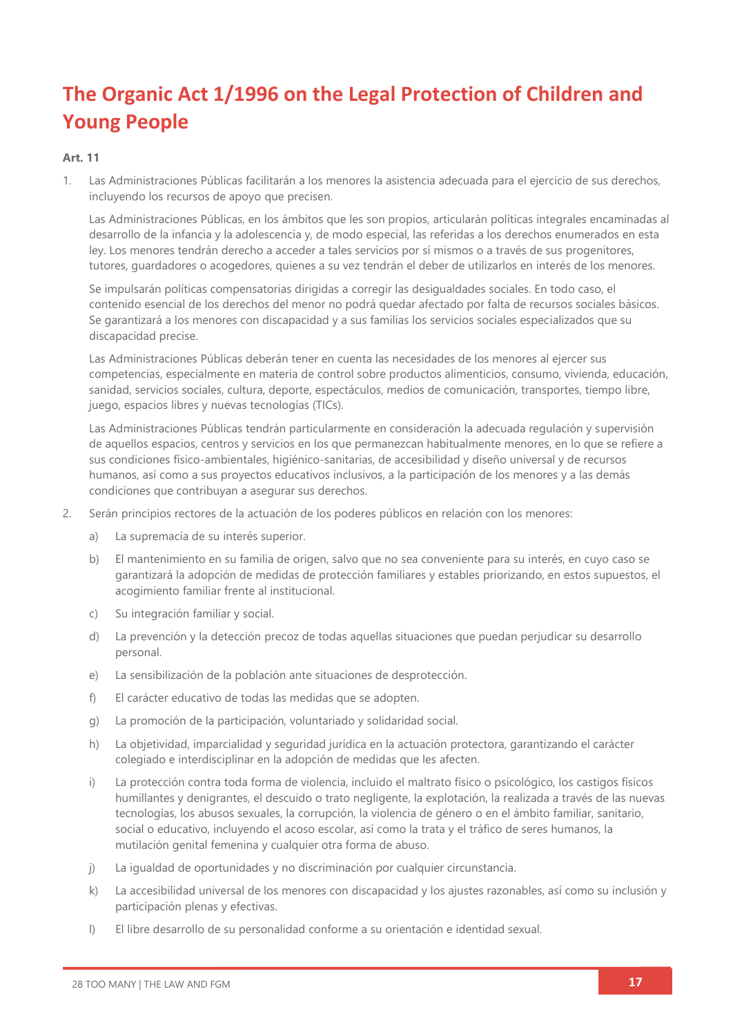# The Organic Act 1/1996 on the Legal Protection of Children and Young People

**Art. 11**

1. Las Administraciones Públicas facilitarán a los menores la asistencia adecuada para el ejercicio de sus derechos, incluyendo los recursos de apoyo que precisen.

   Las Administraciones Públicas, en los ámbitos que les son propios, articularán políticas integrales encaminadas al desarrollo de la infancia y la adolescencia y, de modo especial, las referidas a los derechos enumerados en esta ley. Los menores tendrán derecho a acceder a tales servicios por sí mismos o a través de sus progenitores, tutores, guardadores o acogedores, quienes a su vez tendrán el deber de utilizarlos en interés de los menores.

   Se impulsarán políticas compensatorias dirigidas a corregir las desigualdades sociales. En todo caso, el contenido esencial de los derechos del menor no podrá quedar afectado por falta de recursos sociales básicos. Se garantizará a los menores con discapacidad y a sus familias los servicios sociales especializados que su discapacidad precise.

   Las Administraciones Públicas deberán tener en cuenta las necesidades de los menores al ejercer sus competencias, especialmente en materia de control sobre productos alimenticios, consumo, vivienda, educación, sanidad, servicios sociales, cultura, deporte, espectáculos, medios de comunicación, transportes, tiempo libre, juego, espacios libres y nuevas tecnologías (TICs).

   Las Administraciones Públicas tendrán particularmente en consideración la adecuada regulación y supervisión de aquellos espacios, centros y servicios en los que permanezcan habitualmente menores, en lo que se refiere a sus condiciones físico-ambientales, higiénico-sanitarias, de accesibilidad y diseño universal y de recursos humanos, así como a sus proyectos educativos inclusivos, a la participación de los menores y a las demás condiciones que contribuyan a asegurar sus derechos.

2. Serán principios rectores de la actuación de los poderes públicos en relación con los menores:

   a) La supremacía de su interés superior.

   b) El mantenimiento en su familia de origen, salvo que no sea conveniente para su interés, en cuyo caso se garantizará la adopción de medidas de protección familiares y estables priorizando, en estos supuestos, el acogimiento familiar frente al institucional.

   c) Su integración familiar y social.

   d) La prevención y la detección precoz de todas aquellas situaciones que puedan perjudicar su desarrollo personal.

   e) La sensibilización de la población ante situaciones de desprotección.

   f) El carácter educativo de todas las medidas que se adopten.

   g) La promoción de la participación, voluntariado y solidaridad social.

   h) La objetividad, imparcialidad y seguridad jurídica en la actuación protectora, garantizando el carácter colegiado e interdisciplinar en la adopción de medidas que les afecten.

   i) La protección contra toda forma de violencia, incluido el maltrato físico o psicológico, los castigos físicos humillantes y denigrantes, el descuido o trato negligente, la explotación, la realizada a través de las nuevas tecnologías, los abusos sexuales, la corrupción, la violencia de género o en el ámbito familiar, sanitario, social o educativo, incluyendo el acoso escolar, así como la trata y el tráfico de seres humanos, la mutilación genital femenina y cualquier otra forma de abuso.

   j) La igualdad de oportunidades y no discriminación por cualquier circunstancia.

   k) La accesibilidad universal de los menores con discapacidad y los ajustes razonables, así como su inclusión y participación plenas y efectivas.

   l) El libre desarrollo de su personalidad conforme a su orientación e identidad sexual.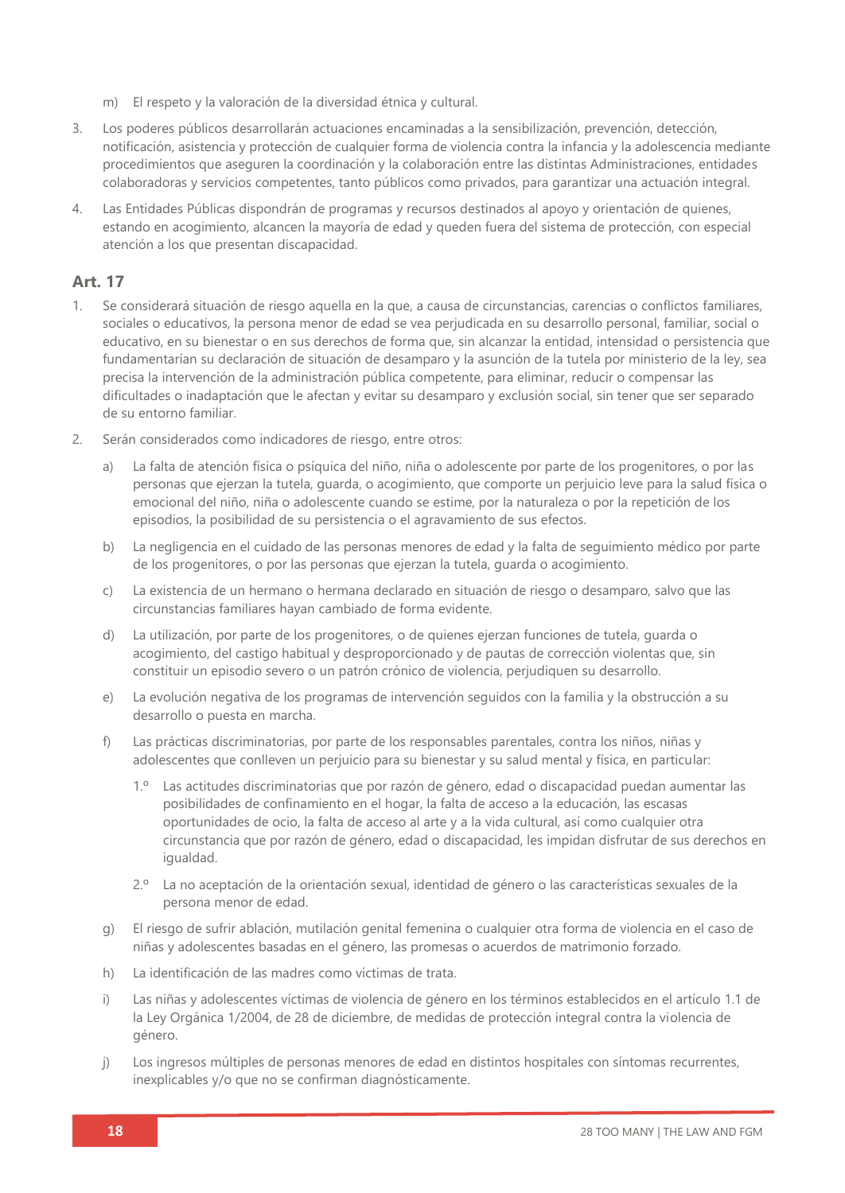m) El respeto y la valoración de la diversidad étnica y cultural.

3. Los poderes públicos desarrollarán actuaciones encaminadas a la sensibilización, prevención, detección, notificación, asistencia y protección de cualquier forma de violencia contra la infancia y la adolescencia mediante procedimientos que aseguren la coordinación y la colaboración entre las distintas Administraciones, entidades colaboradoras y servicios competentes, tanto públicos como privados, para garantizar una actuación integral.

4. Las Entidades Públicas dispondrán de programas y recursos destinados al apoyo y orientación de quienes, estando en acogimiento, alcancen la mayoría de edad y queden fuera del sistema de protección, con especial atención a los que presentan discapacidad.

## Art. 17

1. Se considerará situación de riesgo aquella en la que, a causa de circunstancias, carencias o conflictos familiares, sociales o educativos, la persona menor de edad se vea perjudicada en su desarrollo personal, familiar, social o educativo, en su bienestar o en sus derechos de forma que, sin alcanzar la entidad, intensidad o persistencia que fundamentarían su declaración de situación de desamparo y la asunción de la tutela por ministerio de la ley, sea precisa la intervención de la administración pública competente, para eliminar, reducir o compensar las dificultades o inadaptación que le afectan y evitar su desamparo y exclusión social, sin tener que ser separado de su entorno familiar.

2. Serán considerados como indicadores de riesgo, entre otros:

   a) La falta de atención física o psíquica del niño, niña o adolescente por parte de los progenitores, o por las personas que ejerzan la tutela, guarda, o acogimiento, que comporte un perjuicio leve para la salud física o emocional del niño, niña o adolescente cuando se estime, por la naturaleza o por la repetición de los episodios, la posibilidad de su persistencia o el agravamiento de sus efectos.

   b) La negligencia en el cuidado de las personas menores de edad y la falta de seguimiento médico por parte de los progenitores, o por las personas que ejerzan la tutela, guarda o acogimiento.

   c) La existencia de un hermano o hermana declarado en situación de riesgo o desamparo, salvo que las circunstancias familiares hayan cambiado de forma evidente.

   d) La utilización, por parte de los progenitores, o de quienes ejerzan funciones de tutela, guarda o acogimiento, del castigo habitual y desproporcionado y de pautas de corrección violentas que, sin constituir un episodio severo o un patrón crónico de violencia, perjudiquen su desarrollo.

   e) La evolución negativa de los programas de intervención seguidos con la familia y la obstrucción a su desarrollo o puesta en marcha.

   f) Las prácticas discriminatorias, por parte de los responsables parentales, contra los niños, niñas y adolescentes que conlleven un perjuicio para su bienestar y su salud mental y física, en particular:

      1.º Las actitudes discriminatorias que por razón de género, edad o discapacidad puedan aumentar las posibilidades de confinamiento en el hogar, la falta de acceso a la educación, las escasas oportunidades de ocio, la falta de acceso al arte y a la vida cultural, así como cualquier otra circunstancia que por razón de género, edad o discapacidad, les impidan disfrutar de sus derechos en igualdad.

      2.º La no aceptación de la orientación sexual, identidad de género o las características sexuales de la persona menor de edad.

   g) El riesgo de sufrir ablación, mutilación genital femenina o cualquier otra forma de violencia en el caso de niñas y adolescentes basadas en el género, las promesas o acuerdos de matrimonio forzado.

   h) La identificación de las madres como víctimas de trata.

   i) Las niñas y adolescentes víctimas de violencia de género en los términos establecidos en el artículo 1.1 de la Ley Orgánica 1/2004, de 28 de diciembre, de medidas de protección integral contra la violencia de género.

   j) Los ingresos múltiples de personas menores de edad en distintos hospitales con síntomas recurrentes, inexplicables y/o que no se confirman diagnósticamente.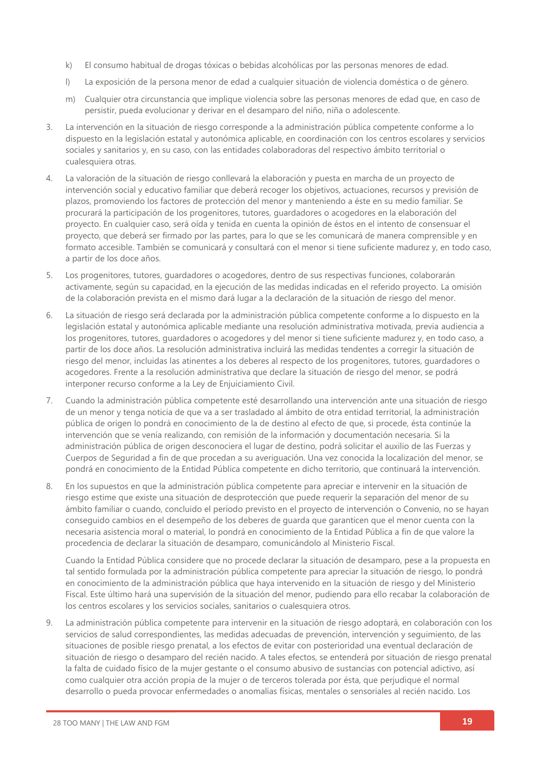k) El consumo habitual de drogas tóxicas o bebidas alcohólicas por las personas menores de edad.

l) La exposición de la persona menor de edad a cualquier situación de violencia doméstica o de género.

m) Cualquier otra circunstancia que implique violencia sobre las personas menores de edad que, en caso de persistir, pueda evolucionar y derivar en el desamparo del niño, niña o adolescente.

3. La intervención en la situación de riesgo corresponde a la administración pública competente conforme a lo dispuesto en la legislación estatal y autonómica aplicable, en coordinación con los centros escolares y servicios sociales y sanitarios y, en su caso, con las entidades colaboradoras del respectivo ámbito territorial o cualesquiera otras.

4. La valoración de la situación de riesgo conllevará la elaboración y puesta en marcha de un proyecto de intervención social y educativo familiar que deberá recoger los objetivos, actuaciones, recursos y previsión de plazos, promoviendo los factores de protección del menor y manteniendo a éste en su medio familiar. Se procurará la participación de los progenitores, tutores, guardadores o acogedores en la elaboración del proyecto. En cualquier caso, será oída y tenida en cuenta la opinión de éstos en el intento de consensuar el proyecto, que deberá ser firmado por las partes, para lo que se les comunicará de manera comprensible y en formato accesible. También se comunicará y consultará con el menor si tiene suficiente madurez y, en todo caso, a partir de los doce años.

5. Los progenitores, tutores, guardadores o acogedores, dentro de sus respectivas funciones, colaborarán activamente, según su capacidad, en la ejecución de las medidas indicadas en el referido proyecto. La omisión de la colaboración prevista en el mismo dará lugar a la declaración de la situación de riesgo del menor.

6. La situación de riesgo será declarada por la administración pública competente conforme a lo dispuesto en la legislación estatal y autonómica aplicable mediante una resolución administrativa motivada, previa audiencia a los progenitores, tutores, guardadores o acogedores y del menor si tiene suficiente madurez y, en todo caso, a partir de los doce años. La resolución administrativa incluirá las medidas tendentes a corregir la situación de riesgo del menor, incluidas las atinentes a los deberes al respecto de los progenitores, tutores, guardadores o acogedores. Frente a la resolución administrativa que declare la situación de riesgo del menor, se podrá interponer recurso conforme a la Ley de Enjuiciamiento Civil.

7. Cuando la administración pública competente esté desarrollando una intervención ante una situación de riesgo de un menor y tenga noticia de que va a ser trasladado al ámbito de otra entidad territorial, la administración pública de origen lo pondrá en conocimiento de la de destino al efecto de que, si procede, ésta continúe la intervención que se venía realizando, con remisión de la información y documentación necesaria. Si la administración pública de origen desconociera el lugar de destino, podrá solicitar el auxilio de las Fuerzas y Cuerpos de Seguridad a fin de que procedan a su averiguación. Una vez conocida la localización del menor, se pondrá en conocimiento de la Entidad Pública competente en dicho territorio, que continuará la intervención.

8. En los supuestos en que la administración pública competente para apreciar e intervenir en la situación de riesgo estime que existe una situación de desprotección que puede requerir la separación del menor de su ámbito familiar o cuando, concluido el período previsto en el proyecto de intervención o Convenio, no se hayan conseguido cambios en el desempeño de los deberes de guarda que garanticen que el menor cuenta con la necesaria asistencia moral o material, lo pondrá en conocimiento de la Entidad Pública a fin de que valore la procedencia de declarar la situación de desamparo, comunicándolo al Ministerio Fiscal.

   Cuando la Entidad Pública considere que no procede declarar la situación de desamparo, pese a la propuesta en tal sentido formulada por la administración pública competente para apreciar la situación de riesgo, lo pondrá en conocimiento de la administración pública que haya intervenido en la situación de riesgo y del Ministerio Fiscal. Este último hará una supervisión de la situación del menor, pudiendo para ello recabar la colaboración de los centros escolares y los servicios sociales, sanitarios o cualesquiera otros.

9. La administración pública competente para intervenir en la situación de riesgo adoptará, en colaboración con los servicios de salud correspondientes, las medidas adecuadas de prevención, intervención y seguimiento, de las situaciones de posible riesgo prenatal, a los efectos de evitar con posterioridad una eventual declaración de situación de riesgo o desamparo del recién nacido. A tales efectos, se entenderá por situación de riesgo prenatal la falta de cuidado físico de la mujer gestante o el consumo abusivo de sustancias con potencial adictivo, así como cualquier otra acción propia de la mujer o de terceros tolerada por ésta, que perjudique el normal desarrollo o pueda provocar enfermedades o anomalías físicas, mentales o sensoriales al recién nacido. Los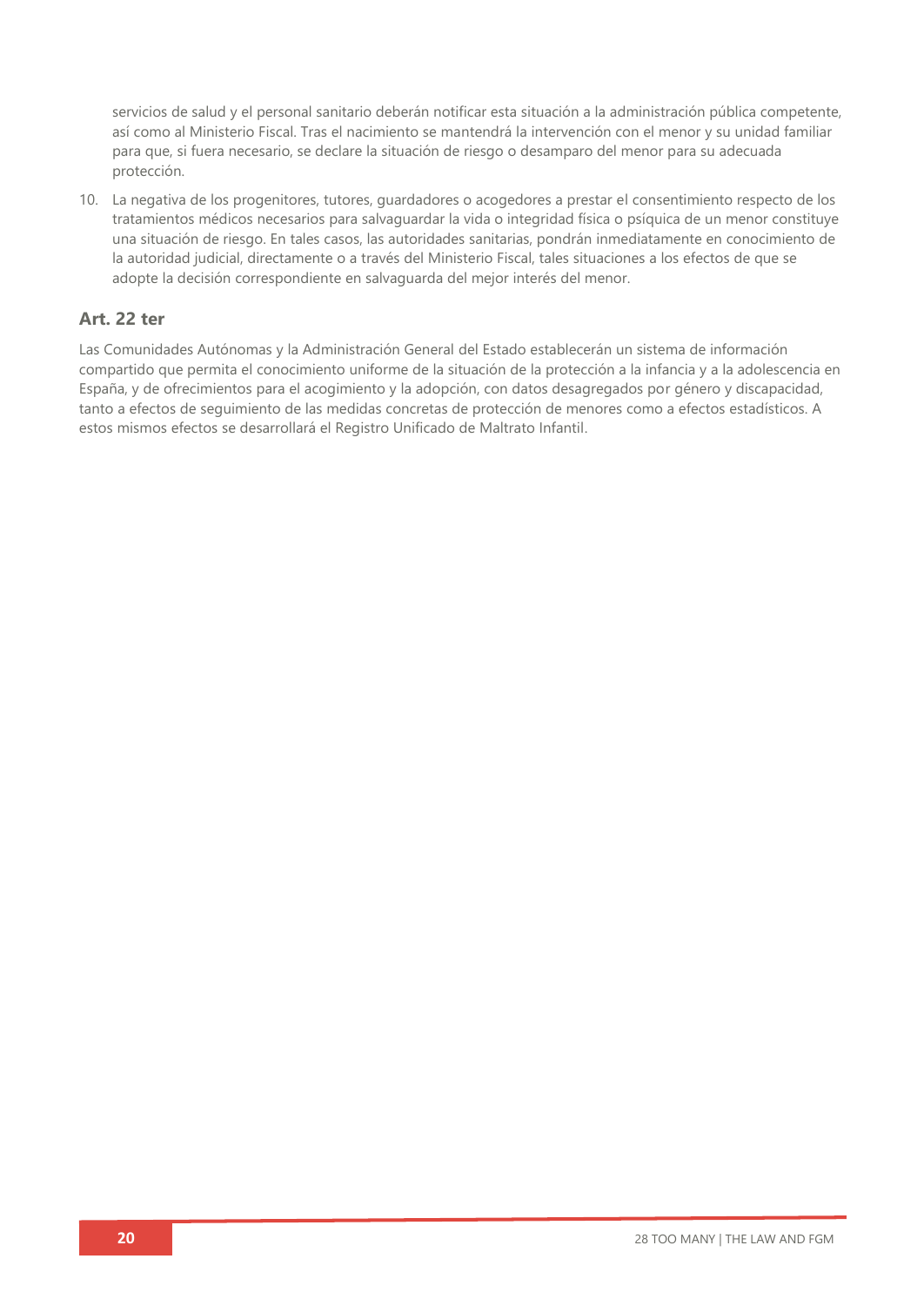servicios de salud y el personal sanitario deberán notificar esta situación a la administración pública competente, así como al Ministerio Fiscal. Tras el nacimiento se mantendrá la intervención con el menor y su unidad familiar para que, si fuera necesario, se declare la situación de riesgo o desamparo del menor para su adecuada protección.

10. La negativa de los progenitores, tutores, guardadores o acogedores a prestar el consentimiento respecto de los tratamientos médicos necesarios para salvaguardar la vida o integridad física o psíquica de un menor constituye una situación de riesgo. En tales casos, las autoridades sanitarias, pondrán inmediatamente en conocimiento de la autoridad judicial, directamente o a través del Ministerio Fiscal, tales situaciones a los efectos de que se adopte la decisión correspondiente en salvaguarda del mejor interés del menor.

### Art. 22 ter

Las Comunidades Autónomas y la Administración General del Estado establecerán un sistema de información compartido que permita el conocimiento uniforme de la situación de la protección a la infancia y a la adolescencia en España, y de ofrecimientos para el acogimiento y la adopción, con datos desagregados por género y discapacidad, tanto a efectos de seguimiento de las medidas concretas de protección de menores como a efectos estadísticos. A estos mismos efectos se desarrollará el Registro Unificado de Maltrato Infantil.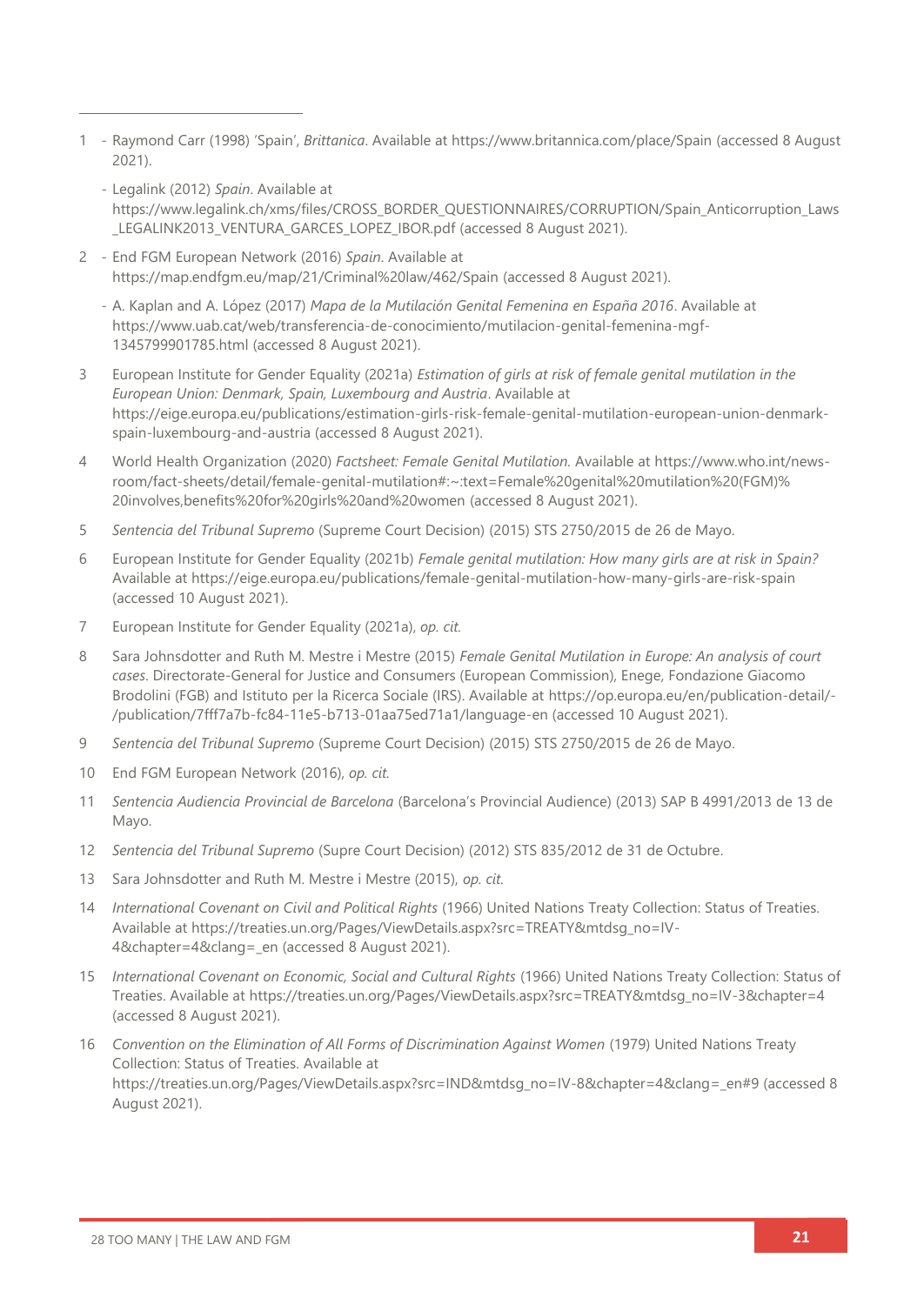1 - Raymond Carr (1998) 'Spain', *Brittanica*. Available at https://www.britannica.com/place/Spain (accessed 8 August 2021).

  - Legalink (2012) *Spain*. Available at https://www.legalink.ch/xms/files/CROSS_BORDER_QUESTIONNAIRES/CORRUPTION/Spain_Anticorruption_Laws_LEGALINK2013_VENTURA_GARCES_LOPEZ_IBOR.pdf (accessed 8 August 2021).

2 - End FGM European Network (2016) *Spain*. Available at https://map.endfgm.eu/map/21/Criminal%20law/462/Spain (accessed 8 August 2021).

  - A. Kaplan and A. López (2017) *Mapa de la Mutilación Genital Femenina en España 2016*. Available at https://www.uab.cat/web/transferencia-de-conocimiento/mutilacion-genital-femenina-mgf-1345799901785.html (accessed 8 August 2021).

3 European Institute for Gender Equality (2021a) *Estimation of girls at risk of female genital mutilation in the European Union: Denmark, Spain, Luxembourg and Austria*. Available at https://eige.europa.eu/publications/estimation-girls-risk-female-genital-mutilation-european-union-denmark-spain-luxembourg-and-austria (accessed 8 August 2021).

4 World Health Organization (2020) *Factsheet: Female Genital Mutilation.* Available at https://www.who.int/news-room/fact-sheets/detail/female-genital-mutilation#:~:text=Female%20genital%20mutilation%20(FGM)%20involves,benefits%20for%20girls%20and%20women (accessed 8 August 2021).

5 *Sentencia del Tribunal Supremo* (Supreme Court Decision) (2015) STS 2750/2015 de 26 de Mayo.

6 European Institute for Gender Equality (2021b) *Female genital mutilation: How many girls are at risk in Spain?* Available at https://eige.europa.eu/publications/female-genital-mutilation-how-many-girls-are-risk-spain (accessed 10 August 2021).

7 European Institute for Gender Equality (2021a), *op. cit.*

8 Sara Johnsdotter and Ruth M. Mestre i Mestre (2015) *Female Genital Mutilation in Europe: An analysis of court cases*. Directorate-General for Justice and Consumers (European Commission), Enege, Fondazione Giacomo Brodolini (FGB) and Istituto per la Ricerca Sociale (IRS). Available at https://op.europa.eu/en/publication-detail/-/publication/7fff7a7b-fc84-11e5-b713-01aa75ed71a1/language-en (accessed 10 August 2021).

9 *Sentencia del Tribunal Supremo* (Supreme Court Decision) (2015) STS 2750/2015 de 26 de Mayo.

10 End FGM European Network (2016), *op. cit.*

11 *Sentencia Audiencia Provincial de Barcelona* (Barcelona's Provincial Audience) (2013) SAP B 4991/2013 de 13 de Mayo.

12 *Sentencia del Tribunal Supremo* (Supre Court Decision) (2012) STS 835/2012 de 31 de Octubre.

13 Sara Johnsdotter and Ruth M. Mestre i Mestre (2015), *op. cit.*

14 *International Covenant on Civil and Political Rights* (1966) United Nations Treaty Collection: Status of Treaties. Available at https://treaties.un.org/Pages/ViewDetails.aspx?src=TREATY&mtdsg_no=IV-4&chapter=4&clang=_en (accessed 8 August 2021).

15 *International Covenant on Economic, Social and Cultural Rights* (1966) United Nations Treaty Collection: Status of Treaties. Available at https://treaties.un.org/Pages/ViewDetails.aspx?src=TREATY&mtdsg_no=IV-3&chapter=4 (accessed 8 August 2021).

16 *Convention on the Elimination of All Forms of Discrimination Against Women* (1979) United Nations Treaty Collection: Status of Treaties. Available at https://treaties.un.org/Pages/ViewDetails.aspx?src=IND&mtdsg_no=IV-8&chapter=4&clang=_en#9 (accessed 8 August 2021).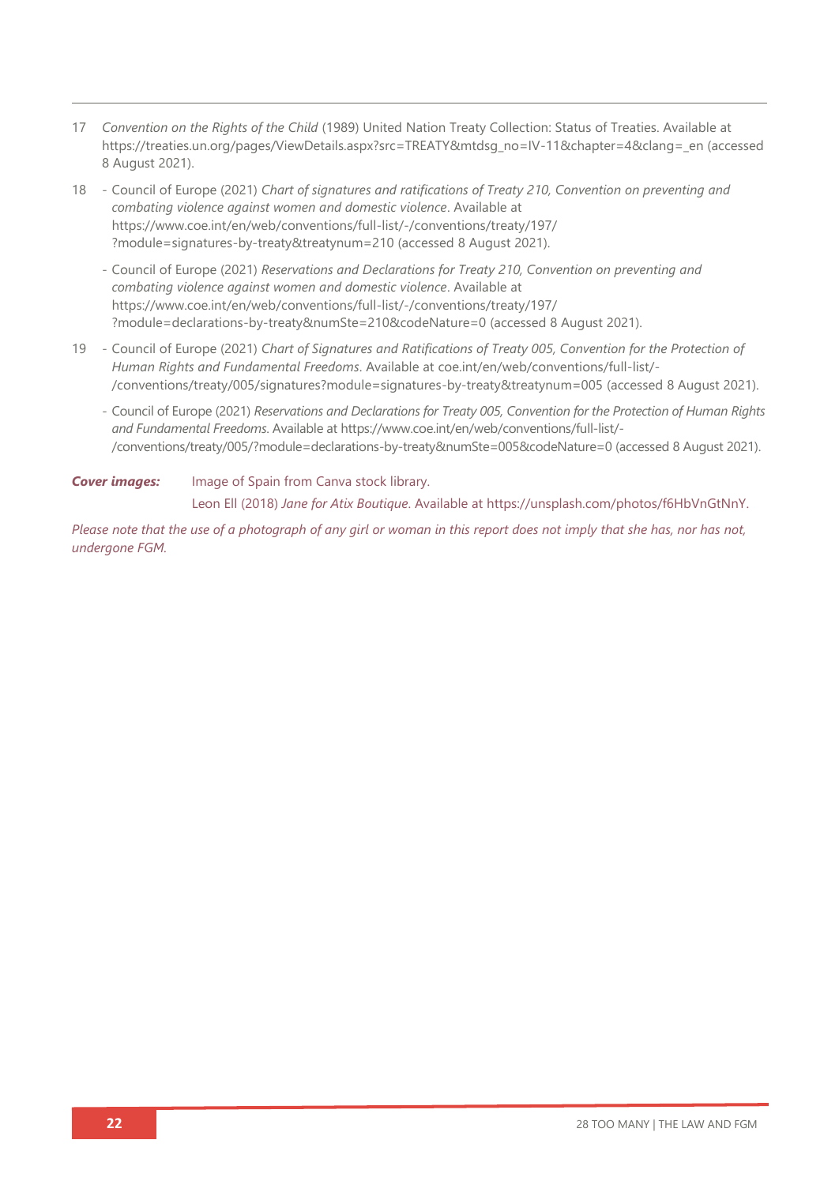17 *Convention on the Rights of the Child* (1989) United Nation Treaty Collection: Status of Treaties. Available at https://treaties.un.org/pages/ViewDetails.aspx?src=TREATY&mtdsg_no=IV-11&chapter=4&clang=_en (accessed 8 August 2021).

18 - Council of Europe (2021) *Chart of signatures and ratifications of Treaty 210, Convention on preventing and combating violence against women and domestic violence*. Available at https://www.coe.int/en/web/conventions/full-list/-/conventions/treaty/197/?module=signatures-by-treaty&treatynum=210 (accessed 8 August 2021).

- Council of Europe (2021) *Reservations and Declarations for Treaty 210, Convention on preventing and combating violence against women and domestic violence*. Available at https://www.coe.int/en/web/conventions/full-list/-/conventions/treaty/197/?module=declarations-by-treaty&numSte=210&codeNature=0 (accessed 8 August 2021).

19 - Council of Europe (2021) *Chart of Signatures and Ratifications of Treaty 005, Convention for the Protection of Human Rights and Fundamental Freedoms*. Available at coe.int/en/web/conventions/full-list/-/conventions/treaty/005/signatures?module=signatures-by-treaty&treatynum=005 (accessed 8 August 2021).

- Council of Europe (2021) *Reservations and Declarations for Treaty 005, Convention for the Protection of Human Rights and Fundamental Freedoms*. Available at https://www.coe.int/en/web/conventions/full-list/-/conventions/treaty/005/?module=declarations-by-treaty&numSte=005&codeNature=0 (accessed 8 August 2021).

***Cover images:*** Image of Spain from Canva stock library.

Leon Ell (2018) *Jane for Atix Boutique*. Available at https://unsplash.com/photos/f6HbVnGtNnY.

*Please note that the use of a photograph of any girl or woman in this report does not imply that she has, nor has not, undergone FGM.*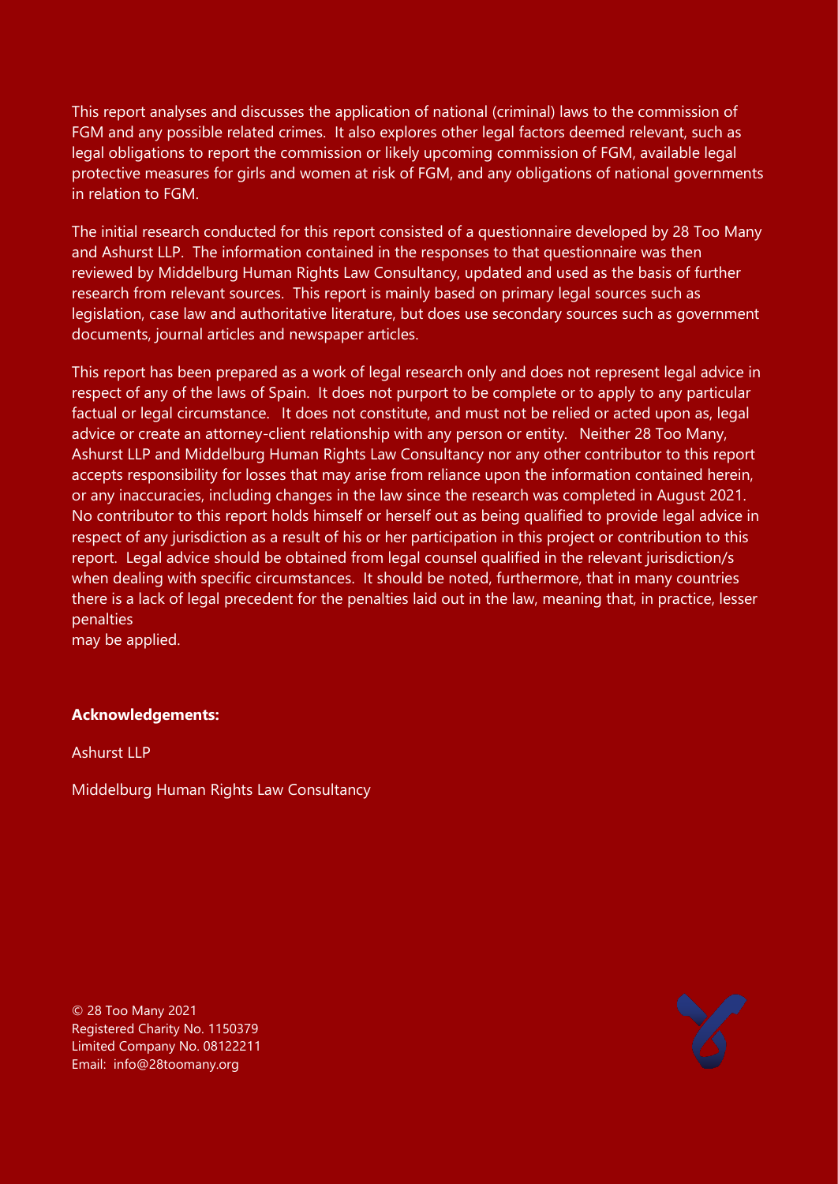This report analyses and discusses the application of national (criminal) laws to the commission of FGM and any possible related crimes. It also explores other legal factors deemed relevant, such as legal obligations to report the commission or likely upcoming commission of FGM, available legal protective measures for girls and women at risk of FGM, and any obligations of national governments in relation to FGM.

The initial research conducted for this report consisted of a questionnaire developed by 28 Too Many and Ashurst LLP. The information contained in the responses to that questionnaire was then reviewed by Middelburg Human Rights Law Consultancy, updated and used as the basis of further research from relevant sources. This report is mainly based on primary legal sources such as legislation, case law and authoritative literature, but does use secondary sources such as government documents, journal articles and newspaper articles.

This report has been prepared as a work of legal research only and does not represent legal advice in respect of any of the laws of Spain. It does not purport to be complete or to apply to any particular factual or legal circumstance. It does not constitute, and must not be relied or acted upon as, legal advice or create an attorney-client relationship with any person or entity. Neither 28 Too Many, Ashurst LLP and Middelburg Human Rights Law Consultancy nor any other contributor to this report accepts responsibility for losses that may arise from reliance upon the information contained herein, or any inaccuracies, including changes in the law since the research was completed in August 2021. No contributor to this report holds himself or herself out as being qualified to provide legal advice in respect of any jurisdiction as a result of his or her participation in this project or contribution to this report. Legal advice should be obtained from legal counsel qualified in the relevant jurisdiction/s when dealing with specific circumstances. It should be noted, furthermore, that in many countries there is a lack of legal precedent for the penalties laid out in the law, meaning that, in practice, lesser penalties may be applied.

**Acknowledgements:**

Ashurst LLP

Middelburg Human Rights Law Consultancy

© 28 Too Many 2021
Registered Charity No. 1150379
Limited Company No. 08122211
Email: info@28toomany.org